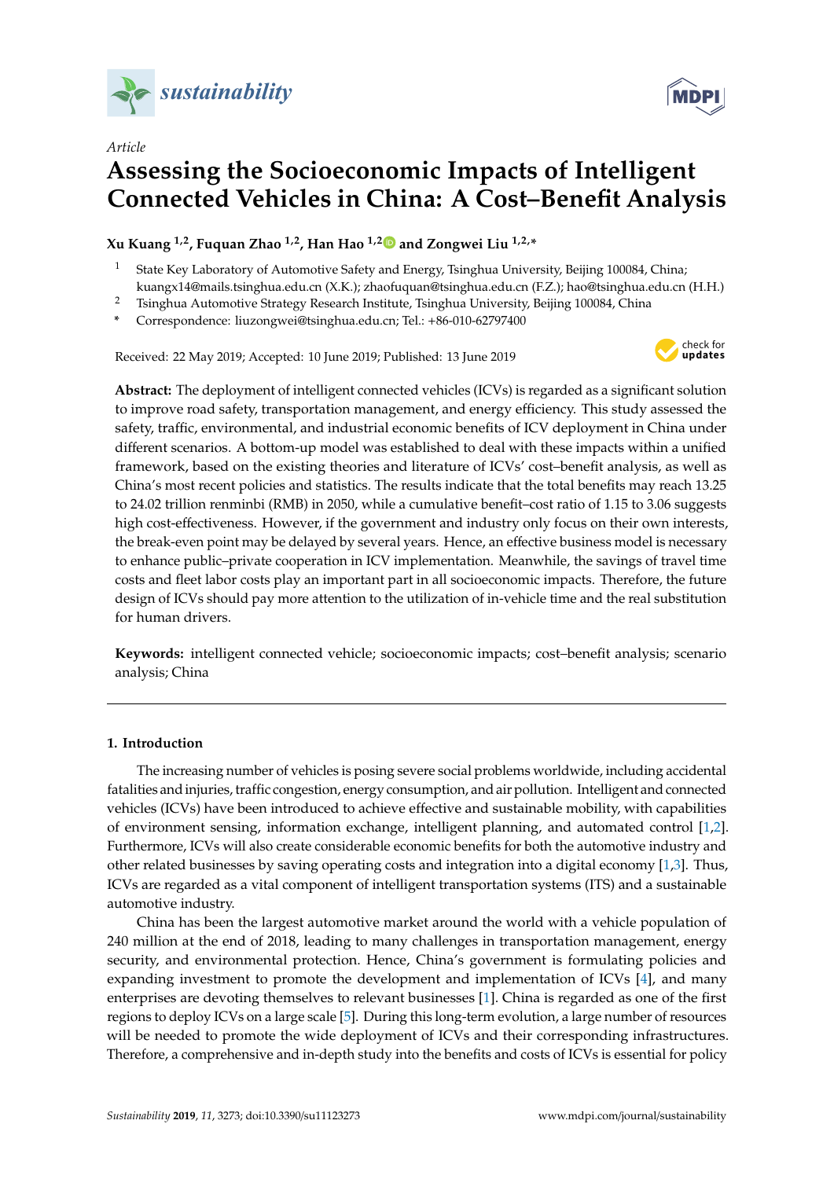Article

# Assessing the Socioeconomic Impacts of Intelligent Connected Vehicles in China: A Cost–Benefit Analysis

**Xu Kuang [1,2], Fuquan Zhao [1,2], Han Hao [1,2] and Zongwei Liu [1,2,*]**

[1] State Key Laboratory of Automotive Safety and Energy, Tsinghua University, Beijing 100084, China; kuangx14@mails.tsinghua.edu.cn (X.K.); zhaofuquan@tsinghua.edu.cn (F.Z.); hao@tsinghua.edu.cn (H.H.)

[2] Tsinghua Automotive Strategy Research Institute, Tsinghua University, Beijing 100084, China

[*] Correspondence: liuzongwei@tsinghua.edu.cn; Tel.: +86-010-62797400

Received: 22 May 2019; Accepted: 10 June 2019; Published: 13 June 2019

**Abstract:** The deployment of intelligent connected vehicles (ICVs) is regarded as a significant solution to improve road safety, transportation management, and energy efficiency. This study assessed the safety, traffic, environmental, and industrial economic benefits of ICV deployment in China under different scenarios. A bottom-up model was established to deal with these impacts within a unified framework, based on the existing theories and literature of ICVs' cost–benefit analysis, as well as China's most recent policies and statistics. The results indicate that the total benefits may reach 13.25 to 24.02 trillion renminbi (RMB) in 2050, while a cumulative benefit–cost ratio of 1.15 to 3.06 suggests high cost-effectiveness. However, if the government and industry only focus on their own interests, the break-even point may be delayed by several years. Hence, an effective business model is necessary to enhance public–private cooperation in ICV implementation. Meanwhile, the savings of travel time costs and fleet labor costs play an important part in all socioeconomic impacts. Therefore, the future design of ICVs should pay more attention to the utilization of in-vehicle time and the real substitution for human drivers.

**Keywords:** intelligent connected vehicle; socioeconomic impacts; cost–benefit analysis; scenario analysis; China

## 1. Introduction

The increasing number of vehicles is posing severe social problems worldwide, including accidental fatalities and injuries, traffic congestion, energy consumption, and air pollution. Intelligent and connected vehicles (ICVs) have been introduced to achieve effective and sustainable mobility, with capabilities of environment sensing, information exchange, intelligent planning, and automated control [1,2]. Furthermore, ICVs will also create considerable economic benefits for both the automotive industry and other related businesses by saving operating costs and integration into a digital economy [1,3]. Thus, ICVs are regarded as a vital component of intelligent transportation systems (ITS) and a sustainable automotive industry.

China has been the largest automotive market around the world with a vehicle population of 240 million at the end of 2018, leading to many challenges in transportation management, energy security, and environmental protection. Hence, China's government is formulating policies and expanding investment to promote the development and implementation of ICVs [4], and many enterprises are devoting themselves to relevant businesses [1]. China is regarded as one of the first regions to deploy ICVs on a large scale [5]. During this long-term evolution, a large number of resources will be needed to promote the wide deployment of ICVs and their corresponding infrastructures. Therefore, a comprehensive and in-depth study into the benefits and costs of ICVs is essential for policy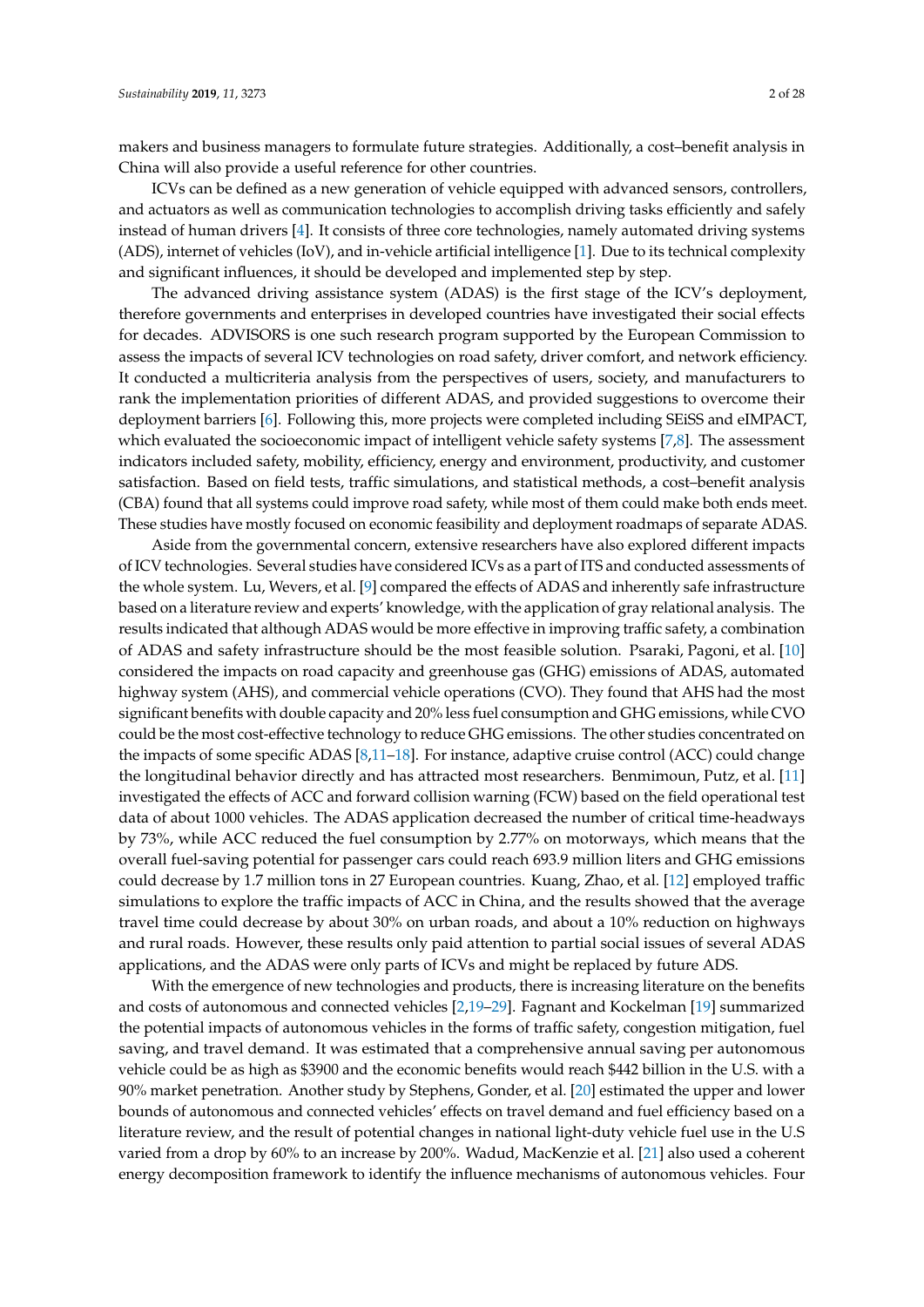makers and business managers to formulate future strategies. Additionally, a cost–benefit analysis in China will also provide a useful reference for other countries.

ICVs can be defined as a new generation of vehicle equipped with advanced sensors, controllers, and actuators as well as communication technologies to accomplish driving tasks efficiently and safely instead of human drivers [4]. It consists of three core technologies, namely automated driving systems (ADS), internet of vehicles (IoV), and in-vehicle artificial intelligence [1]. Due to its technical complexity and significant influences, it should be developed and implemented step by step.

The advanced driving assistance system (ADAS) is the first stage of the ICV's deployment, therefore governments and enterprises in developed countries have investigated their social effects for decades. ADVISORS is one such research program supported by the European Commission to assess the impacts of several ICV technologies on road safety, driver comfort, and network efficiency. It conducted a multicriteria analysis from the perspectives of users, society, and manufacturers to rank the implementation priorities of different ADAS, and provided suggestions to overcome their deployment barriers [6]. Following this, more projects were completed including SEiSS and eIMPACT, which evaluated the socioeconomic impact of intelligent vehicle safety systems [7,8]. The assessment indicators included safety, mobility, efficiency, energy and environment, productivity, and customer satisfaction. Based on field tests, traffic simulations, and statistical methods, a cost–benefit analysis (CBA) found that all systems could improve road safety, while most of them could make both ends meet. These studies have mostly focused on economic feasibility and deployment roadmaps of separate ADAS.

Aside from the governmental concern, extensive researchers have also explored different impacts of ICV technologies. Several studies have considered ICVs as a part of ITS and conducted assessments of the whole system. Lu, Wevers, et al. [9] compared the effects of ADAS and inherently safe infrastructure based on a literature review and experts' knowledge, with the application of gray relational analysis. The results indicated that although ADAS would be more effective in improving traffic safety, a combination of ADAS and safety infrastructure should be the most feasible solution. Psaraki, Pagoni, et al. [10] considered the impacts on road capacity and greenhouse gas (GHG) emissions of ADAS, automated highway system (AHS), and commercial vehicle operations (CVO). They found that AHS had the most significant benefits with double capacity and 20% less fuel consumption and GHG emissions, while CVO could be the most cost-effective technology to reduce GHG emissions. The other studies concentrated on the impacts of some specific ADAS [8,11–18]. For instance, adaptive cruise control (ACC) could change the longitudinal behavior directly and has attracted most researchers. Benmimoun, Putz, et al. [11] investigated the effects of ACC and forward collision warning (FCW) based on the field operational test data of about 1000 vehicles. The ADAS application decreased the number of critical time-headways by 73%, while ACC reduced the fuel consumption by 2.77% on motorways, which means that the overall fuel-saving potential for passenger cars could reach 693.9 million liters and GHG emissions could decrease by 1.7 million tons in 27 European countries. Kuang, Zhao, et al. [12] employed traffic simulations to explore the traffic impacts of ACC in China, and the results showed that the average travel time could decrease by about 30% on urban roads, and about a 10% reduction on highways and rural roads. However, these results only paid attention to partial social issues of several ADAS applications, and the ADAS were only parts of ICVs and might be replaced by future ADS.

With the emergence of new technologies and products, there is increasing literature on the benefits and costs of autonomous and connected vehicles [2,19–29]. Fagnant and Kockelman [19] summarized the potential impacts of autonomous vehicles in the forms of traffic safety, congestion mitigation, fuel saving, and travel demand. It was estimated that a comprehensive annual saving per autonomous vehicle could be as high as $3900 and the economic benefits would reach $442 billion in the U.S. with a 90% market penetration. Another study by Stephens, Gonder, et al. [20] estimated the upper and lower bounds of autonomous and connected vehicles' effects on travel demand and fuel efficiency based on a literature review, and the result of potential changes in national light-duty vehicle fuel use in the U.S varied from a drop by 60% to an increase by 200%. Wadud, MacKenzie et al. [21] also used a coherent energy decomposition framework to identify the influence mechanisms of autonomous vehicles. Four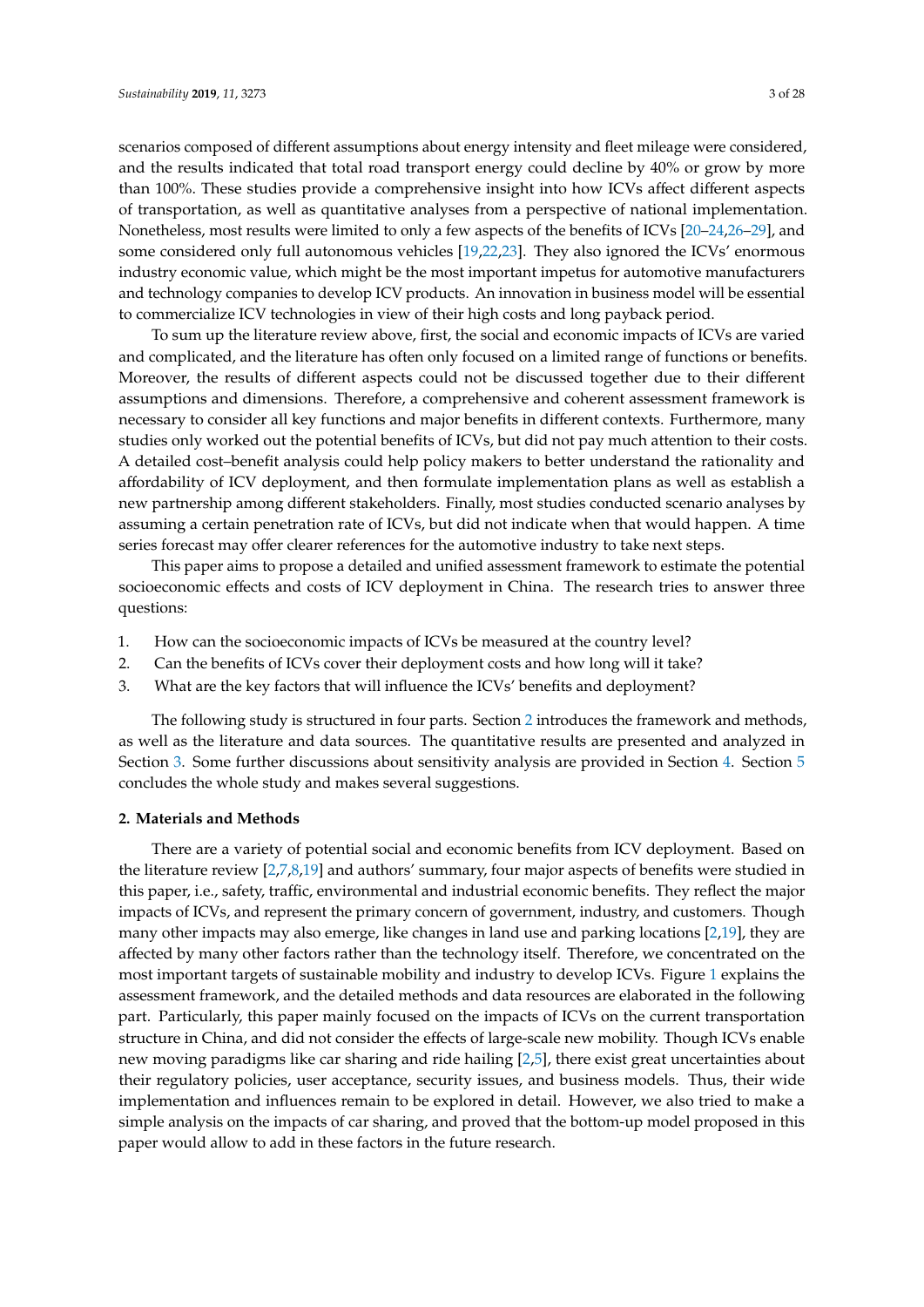scenarios composed of different assumptions about energy intensity and fleet mileage were considered, and the results indicated that total road transport energy could decline by 40% or grow by more than 100%. These studies provide a comprehensive insight into how ICVs affect different aspects of transportation, as well as quantitative analyses from a perspective of national implementation. Nonetheless, most results were limited to only a few aspects of the benefits of ICVs [20–24,26–29], and some considered only full autonomous vehicles [19,22,23]. They also ignored the ICVs' enormous industry economic value, which might be the most important impetus for automotive manufacturers and technology companies to develop ICV products. An innovation in business model will be essential to commercialize ICV technologies in view of their high costs and long payback period.

To sum up the literature review above, first, the social and economic impacts of ICVs are varied and complicated, and the literature has often only focused on a limited range of functions or benefits. Moreover, the results of different aspects could not be discussed together due to their different assumptions and dimensions. Therefore, a comprehensive and coherent assessment framework is necessary to consider all key functions and major benefits in different contexts. Furthermore, many studies only worked out the potential benefits of ICVs, but did not pay much attention to their costs. A detailed cost–benefit analysis could help policy makers to better understand the rationality and affordability of ICV deployment, and then formulate implementation plans as well as establish a new partnership among different stakeholders. Finally, most studies conducted scenario analyses by assuming a certain penetration rate of ICVs, but did not indicate when that would happen. A time series forecast may offer clearer references for the automotive industry to take next steps.

This paper aims to propose a detailed and unified assessment framework to estimate the potential socioeconomic effects and costs of ICV deployment in China. The research tries to answer three questions:

1. How can the socioeconomic impacts of ICVs be measured at the country level?
2. Can the benefits of ICVs cover their deployment costs and how long will it take?
3. What are the key factors that will influence the ICVs' benefits and deployment?

The following study is structured in four parts. Section 2 introduces the framework and methods, as well as the literature and data sources. The quantitative results are presented and analyzed in Section 3. Some further discussions about sensitivity analysis are provided in Section 4. Section 5 concludes the whole study and makes several suggestions.

## 2. Materials and Methods

There are a variety of potential social and economic benefits from ICV deployment. Based on the literature review [2,7,8,19] and authors' summary, four major aspects of benefits were studied in this paper, i.e., safety, traffic, environmental and industrial economic benefits. They reflect the major impacts of ICVs, and represent the primary concern of government, industry, and customers. Though many other impacts may also emerge, like changes in land use and parking locations [2,19], they are affected by many other factors rather than the technology itself. Therefore, we concentrated on the most important targets of sustainable mobility and industry to develop ICVs. Figure 1 explains the assessment framework, and the detailed methods and data resources are elaborated in the following part. Particularly, this paper mainly focused on the impacts of ICVs on the current transportation structure in China, and did not consider the effects of large-scale new mobility. Though ICVs enable new moving paradigms like car sharing and ride hailing [2,5], there exist great uncertainties about their regulatory policies, user acceptance, security issues, and business models. Thus, their wide implementation and influences remain to be explored in detail. However, we also tried to make a simple analysis on the impacts of car sharing, and proved that the bottom-up model proposed in this paper would allow to add in these factors in the future research.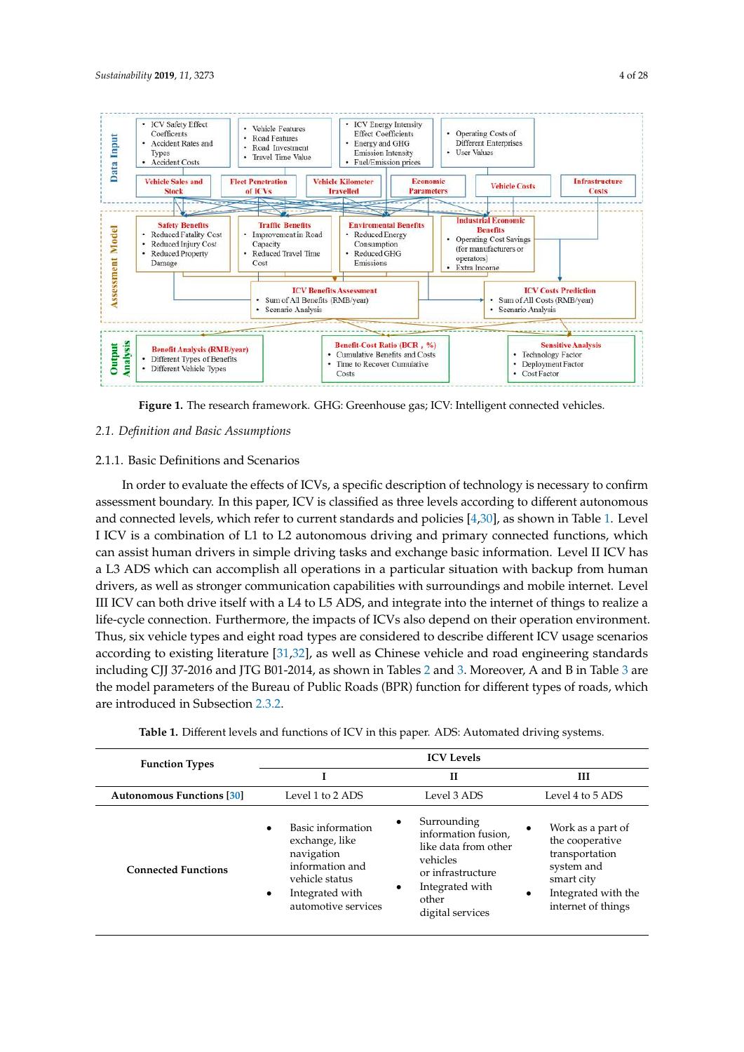**Figure 1.** The research framework. GHG: Greenhouse gas; ICV: Intelligent connected vehicles.

## 2.1. Definition and Basic Assumptions

### 2.1.1. Basic Definitions and Scenarios

In order to evaluate the effects of ICVs, a specific description of technology is necessary to confirm assessment boundary. In this paper, ICV is classified as three levels according to different autonomous and connected levels, which refer to current standards and policies [4,30], as shown in Table 1. Level I ICV is a combination of L1 to L2 autonomous driving and primary connected functions, which can assist human drivers in simple driving tasks and exchange basic information. Level II ICV has a L3 ADS which can accomplish all operations in a particular situation with backup from human drivers, as well as stronger communication capabilities with surroundings and mobile internet. Level III ICV can both drive itself with a L4 to L5 ADS, and integrate into the internet of things to realize a life-cycle connection. Furthermore, the impacts of ICVs also depend on their operation environment. Thus, six vehicle types and eight road types are considered to describe different ICV usage scenarios according to existing literature [31,32], as well as Chinese vehicle and road engineering standards including CJJ 37-2016 and JTG B01-2014, as shown in Tables 2 and 3. Moreover, A and B in Table 3 are the model parameters of the Bureau of Public Roads (BPR) function for different types of roads, which are introduced in Subsection 2.3.2.

**Table 1.** Different levels and functions of ICV in this paper. ADS: Automated driving systems.

| **Function Types** | **ICV Levels** | | |
|---|---|---|---|
| | **I** | **II** | **III** |
| **Autonomous Functions [30]** | Level 1 to 2 ADS | Level 3 ADS | Level 4 to 5 ADS |
| **Connected Functions** | • Basic information exchange, like navigation information and vehicle status<br>• Integrated with automotive services | • Surrounding information fusion, like data from other vehicles or infrastructure<br>• Integrated with other digital services | • Work as a part of the cooperative transportation system and smart city<br>• Integrated with the internet of things |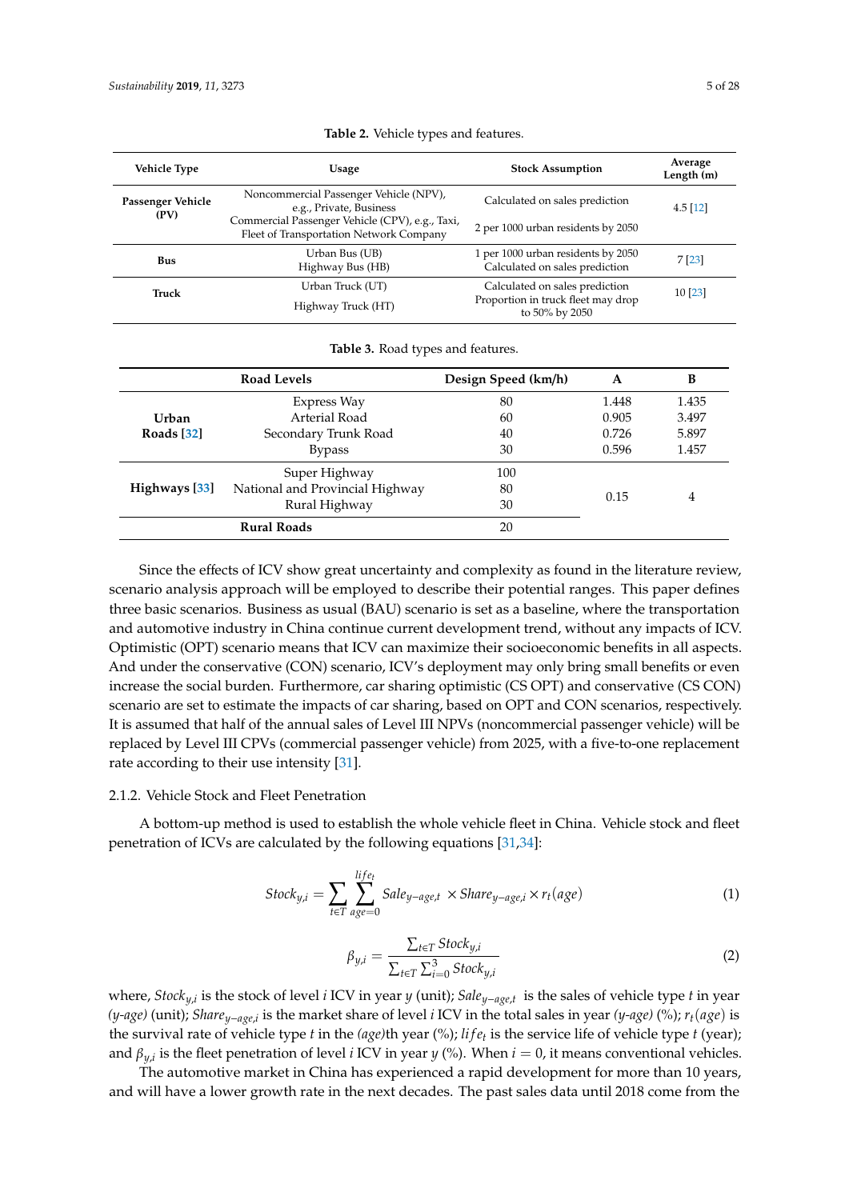**Table 2.** Vehicle types and features.

| Vehicle Type | Usage | Stock Assumption | Average Length (m) |
|---|---|---|---|
| Passenger Vehicle (PV) | Noncommercial Passenger Vehicle (NPV), e.g., Private, Business | Calculated on sales prediction | 4.5 [12] |
| | Commercial Passenger Vehicle (CPV), e.g., Taxi, Fleet of Transportation Network Company | 2 per 1000 urban residents by 2050 | |
| Bus | Urban Bus (UB) | 1 per 1000 urban residents by 2050 | 7 [23] |
| | Highway Bus (HB) | Calculated on sales prediction | |
| Truck | Urban Truck (UT) | Calculated on sales prediction | 10 [23] |
| | Highway Truck (HT) | Proportion in truck fleet may drop to 50% by 2050 | |

**Table 3.** Road types and features.

| Road Levels | | Design Speed (km/h) | A | B |
|---|---|---|---|---|
| Urban Roads [32] | Express Way | 80 | 1.448 | 1.435 |
| | Arterial Road | 60 | 0.905 | 3.497 |
| | Secondary Trunk Road | 40 | 0.726 | 5.897 |
| | Bypass | 30 | 0.596 | 1.457 |
| Highways [33] | Super Highway | 100 | 0.15 | 4 |
| | National and Provincial Highway | 80 | | |
| | Rural Highway | 30 | | |
| Rural Roads | | 20 | | |

Since the effects of ICV show great uncertainty and complexity as found in the literature review, scenario analysis approach will be employed to describe their potential ranges. This paper defines three basic scenarios. Business as usual (BAU) scenario is set as a baseline, where the transportation and automotive industry in China continue current development trend, without any impacts of ICV. Optimistic (OPT) scenario means that ICV can maximize their socioeconomic benefits in all aspects. And under the conservative (CON) scenario, ICV's deployment may only bring small benefits or even increase the social burden. Furthermore, car sharing optimistic (CS OPT) and conservative (CS CON) scenario are set to estimate the impacts of car sharing, based on OPT and CON scenarios, respectively. It is assumed that half of the annual sales of Level III NPVs (noncommercial passenger vehicle) will be replaced by Level III CPVs (commercial passenger vehicle) from 2025, with a five-to-one replacement rate according to their use intensity [31].

### 2.1.2. Vehicle Stock and Fleet Penetration

A bottom-up method is used to establish the whole vehicle fleet in China. Vehicle stock and fleet penetration of ICVs are calculated by the following equations [31,34]:

$$Stock_{y,i} = \sum_{t \in T} \sum_{age=0}^{life_t} Sale_{y-age,t} \times Share_{y-age,i} \times r_t(age) \quad (1)$$

$$\beta_{y,i} = \frac{\sum_{t \in T} Stock_{y,i}}{\sum_{t \in T} \sum_{i=0}^{3} Stock_{y,i}} \quad (2)$$

where, $Stock_{y,i}$ is the stock of level $i$ ICV in year $y$ (unit); $Sale_{y-age,t}$ is the sales of vehicle type $t$ in year *(y-age)* (unit); $Share_{y-age,i}$ is the market share of level $i$ ICV in the total sales in year *(y-age)* (%); $r_t(age)$ is the survival rate of vehicle type $t$ in the *(age)*th year (%); $life_t$ is the service life of vehicle type $t$ (year); and $\beta_{y,i}$ is the fleet penetration of level $i$ ICV in year $y$ (%). When $i = 0$, it means conventional vehicles.

The automotive market in China has experienced a rapid development for more than 10 years, and will have a lower growth rate in the next decades. The past sales data until 2018 come from the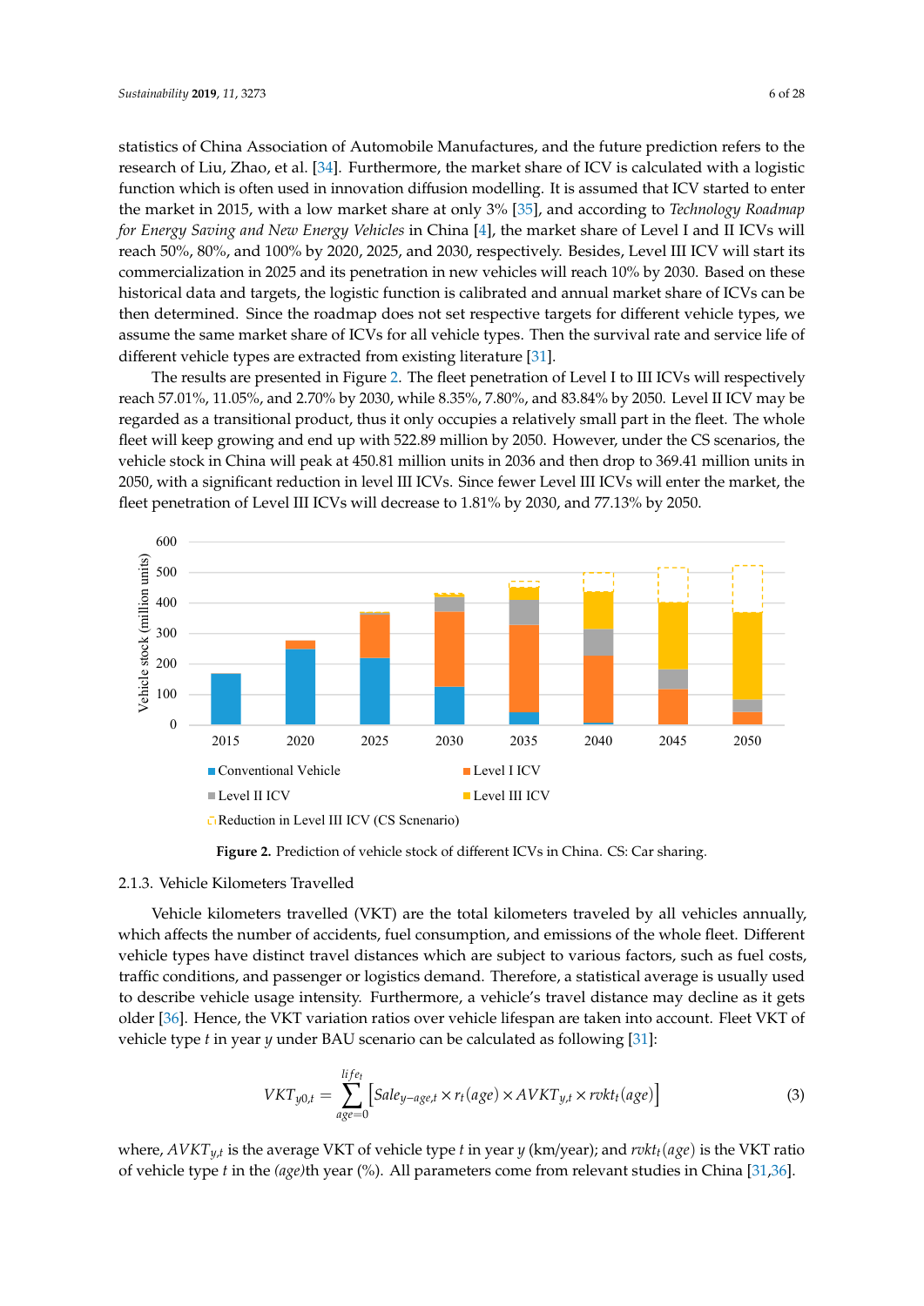statistics of China Association of Automobile Manufactures, and the future prediction refers to the research of Liu, Zhao, et al. [34]. Furthermore, the market share of ICV is calculated with a logistic function which is often used in innovation diffusion modelling. It is assumed that ICV started to enter the market in 2015, with a low market share at only 3% [35], and according to *Technology Roadmap for Energy Saving and New Energy Vehicles* in China [4], the market share of Level I and II ICVs will reach 50%, 80%, and 100% by 2020, 2025, and 2030, respectively. Besides, Level III ICV will start its commercialization in 2025 and its penetration in new vehicles will reach 10% by 2030. Based on these historical data and targets, the logistic function is calibrated and annual market share of ICVs can be then determined. Since the roadmap does not set respective targets for different vehicle types, we assume the same market share of ICVs for all vehicle types. Then the survival rate and service life of different vehicle types are extracted from existing literature [31].

The results are presented in Figure 2. The fleet penetration of Level I to III ICVs will respectively reach 57.01%, 11.05%, and 2.70% by 2030, while 8.35%, 7.80%, and 83.84% by 2050. Level II ICV may be regarded as a transitional product, thus it only occupies a relatively small part in the fleet. The whole fleet will keep growing and end up with 522.89 million by 2050. However, under the CS scenarios, the vehicle stock in China will peak at 450.81 million units in 2036 and then drop to 369.41 million units in 2050, with a significant reduction in level III ICVs. Since fewer Level III ICVs will enter the market, the fleet penetration of Level III ICVs will decrease to 1.81% by 2030, and 77.13% by 2050.

**Figure 2.** Prediction of vehicle stock of different ICVs in China. CS: Car sharing.

### 2.1.3. Vehicle Kilometers Travelled

Vehicle kilometers travelled (VKT) are the total kilometers traveled by all vehicles annually, which affects the number of accidents, fuel consumption, and emissions of the whole fleet. Different vehicle types have distinct travel distances which are subject to various factors, such as fuel costs, traffic conditions, and passenger or logistics demand. Therefore, a statistical average is usually used to describe vehicle usage intensity. Furthermore, a vehicle's travel distance may decline as it gets older [36]. Hence, the VKT variation ratios over vehicle lifespan are taken into account. Fleet VKT of vehicle type $t$ in year $y$ under BAU scenario can be calculated as following [31]:

$$VKT_{y0,t} = \sum_{age=0}^{life_t} \left[ Sale_{y-age,t} \times r_t(age) \times AVKT_{y,t} \times rvkt_t(age) \right] \tag{3}$$

where, $AVKT_{y,t}$ is the average VKT of vehicle type $t$ in year $y$ (km/year); and $rvkt_t(age)$ is the VKT ratio of vehicle type $t$ in the $(age)$th year (%). All parameters come from relevant studies in China [31,36].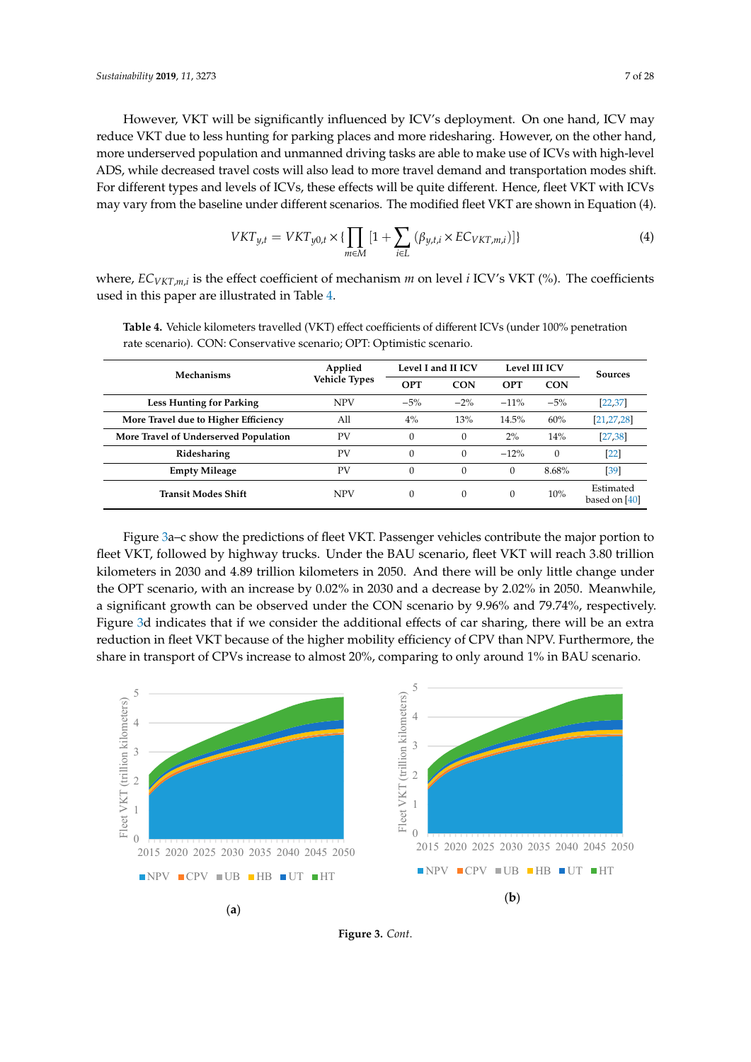However, VKT will be significantly influenced by ICV's deployment. On one hand, ICV may reduce VKT due to less hunting for parking places and more ridesharing. However, on the other hand, more underserved population and unmanned driving tasks are able to make use of ICVs with high-level ADS, while decreased travel costs will also lead to more travel demand and transportation modes shift. For different types and levels of ICVs, these effects will be quite different. Hence, fleet VKT with ICVs may vary from the baseline under different scenarios. The modified fleet VKT are shown in Equation (4).

$$VKT_{y,t} = VKT_{y0,t} \times \{\prod_{m \in M} [1 + \sum_{i \in L} (\beta_{y,t,i} \times EC_{VKT,m,i})]\} \tag{4}$$

where, $EC_{VKT,m,i}$ is the effect coefficient of mechanism $m$ on level $i$ ICV's VKT (%). The coefficients used in this paper are illustrated in Table 4.

**Table 4.** Vehicle kilometers travelled (VKT) effect coefficients of different ICVs (under 100% penetration rate scenario). CON: Conservative scenario; OPT: Optimistic scenario.

| Mechanisms | Applied Vehicle Types | Level I and II ICV | | Level III ICV | | Sources |
|---|---|---|---|---|---|---|
| | | OPT | CON | OPT | CON | |
| **Less Hunting for Parking** | NPV | −5% | −2% | −11% | −5% | [22,37] |
| **More Travel due to Higher Efficiency** | All | 4% | 13% | 14.5% | 60% | [21,27,28] |
| **More Travel of Underserved Population** | PV | 0 | 0 | 2% | 14% | [27,38] |
| **Ridesharing** | PV | 0 | 0 | −12% | 0 | [22] |
| **Empty Mileage** | PV | 0 | 0 | 0 | 8.68% | [39] |
| **Transit Modes Shift** | NPV | 0 | 0 | 0 | 10% | Estimated based on [40] |

Figure 3a–c show the predictions of fleet VKT. Passenger vehicles contribute the major portion to fleet VKT, followed by highway trucks. Under the BAU scenario, fleet VKT will reach 3.80 trillion kilometers in 2030 and 4.89 trillion kilometers in 2050. And there will be only little change under the OPT scenario, with an increase by 0.02% in 2030 and a decrease by 2.02% in 2050. Meanwhile, a significant growth can be observed under the CON scenario by 9.96% and 79.74%, respectively. Figure 3d indicates that if we consider the additional effects of car sharing, there will be an extra reduction in fleet VKT because of the higher mobility efficiency of CPV than NPV. Furthermore, the share in transport of CPVs increase to almost 20%, comparing to only around 1% in BAU scenario.

(**a**) (**b**)

**Figure 3.** *Cont.*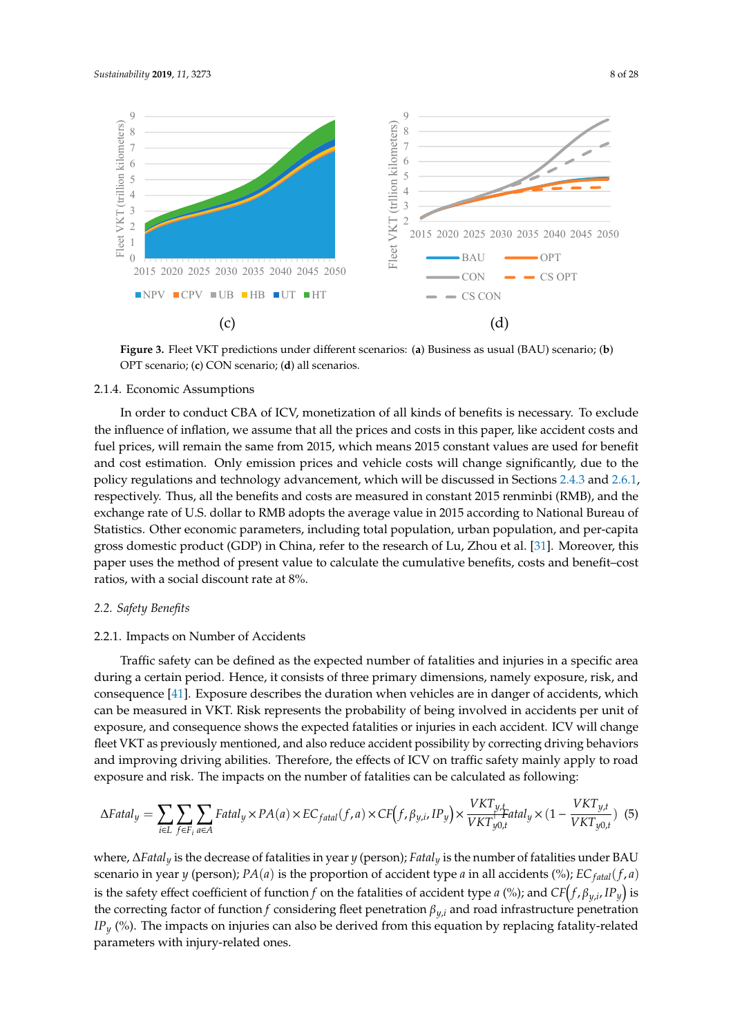Figure 3. Fleet VKT predictions under different scenarios: (a) Business as usual (BAU) scenario; (b) OPT scenario; (c) CON scenario; (d) all scenarios.

### 2.1.4. Economic Assumptions

In order to conduct CBA of ICV, monetization of all kinds of benefits is necessary. To exclude the influence of inflation, we assume that all the prices and costs in this paper, like accident costs and fuel prices, will remain the same from 2015, which means 2015 constant values are used for benefit and cost estimation. Only emission prices and vehicle costs will change significantly, due to the policy regulations and technology advancement, which will be discussed in Sections 2.4.3 and 2.6.1, respectively. Thus, all the benefits and costs are measured in constant 2015 renminbi (RMB), and the exchange rate of U.S. dollar to RMB adopts the average value in 2015 according to National Bureau of Statistics. Other economic parameters, including total population, urban population, and per-capita gross domestic product (GDP) in China, refer to the research of Lu, Zhou et al. [31]. Moreover, this paper uses the method of present value to calculate the cumulative benefits, costs and benefit–cost ratios, with a social discount rate at 8%.

## 2.2. Safety Benefits

### 2.2.1. Impacts on Number of Accidents

Traffic safety can be defined as the expected number of fatalities and injuries in a specific area during a certain period. Hence, it consists of three primary dimensions, namely exposure, risk, and consequence [41]. Exposure describes the duration when vehicles are in danger of accidents, which can be measured in VKT. Risk represents the probability of being involved in accidents per unit of exposure, and consequence shows the expected fatalities or injuries in each accident. ICV will change fleet VKT as previously mentioned, and also reduce accident possibility by correcting driving behaviors and improving driving abilities. Therefore, the effects of ICV on traffic safety mainly apply to road exposure and risk. The impacts on the number of fatalities can be calculated as following:

$$\Delta Fatal_y = \sum_{i \in L} \sum_{f \in F_i} \sum_{a \in A} Fatal_y \times PA(a) \times EC_{fatal}(f,a) \times CF\left(f, \beta_{y,i}, IP_y\right) \times \frac{VKT_{y,t}}{VKT_{y0,t}} Fatal_y \times \left(1 - \frac{VKT_{y,t}}{VKT_{y0,t}}\right) \quad (5)$$

where, $\Delta Fatal_y$ is the decrease of fatalities in year $y$ (person); $Fatal_y$ is the number of fatalities under BAU scenario in year $y$ (person); $PA(a)$ is the proportion of accident type $a$ in all accidents (%); $EC_{fatal}(f,a)$ is the safety effect coefficient of function $f$ on the fatalities of accident type $a$ (%); and $CF\left(f, \beta_{y,i}, IP_y\right)$ is the correcting factor of function $f$ considering fleet penetration $\beta_{y,i}$ and road infrastructure penetration $IP_y$ (%). The impacts on injuries can also be derived from this equation by replacing fatality-related parameters with injury-related ones.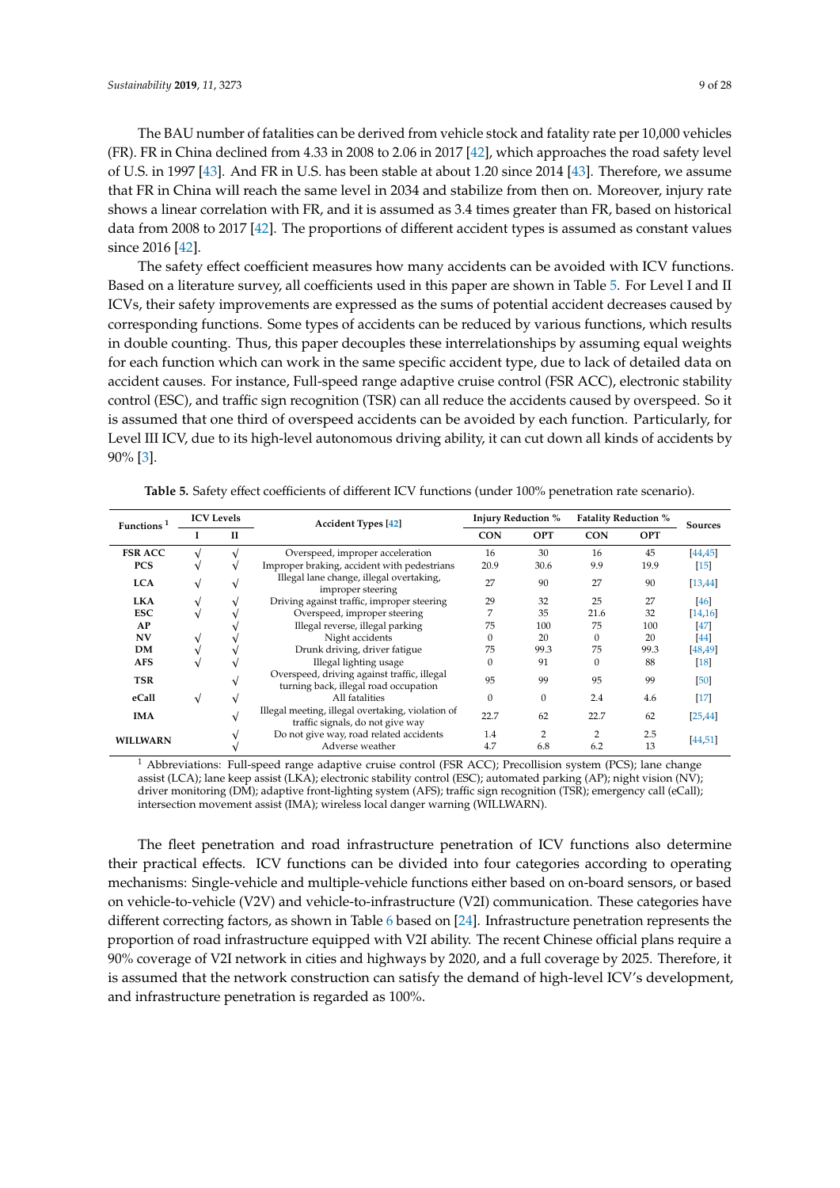The BAU number of fatalities can be derived from vehicle stock and fatality rate per 10,000 vehicles (FR). FR in China declined from 4.33 in 2008 to 2.06 in 2017 [42], which approaches the road safety level of U.S. in 1997 [43]. And FR in U.S. has been stable at about 1.20 since 2014 [43]. Therefore, we assume that FR in China will reach the same level in 2034 and stabilize from then on. Moreover, injury rate shows a linear correlation with FR, and it is assumed as 3.4 times greater than FR, based on historical data from 2008 to 2017 [42]. The proportions of different accident types is assumed as constant values since 2016 [42].

The safety effect coefficient measures how many accidents can be avoided with ICV functions. Based on a literature survey, all coefficients used in this paper are shown in Table 5. For Level I and II ICVs, their safety improvements are expressed as the sums of potential accident decreases caused by corresponding functions. Some types of accidents can be reduced by various functions, which results in double counting. Thus, this paper decouples these interrelationships by assuming equal weights for each function which can work in the same specific accident type, due to lack of detailed data on accident causes. For instance, Full-speed range adaptive cruise control (FSR ACC), electronic stability control (ESC), and traffic sign recognition (TSR) can all reduce the accidents caused by overspeed. So it is assumed that one third of overspeed accidents can be avoided by each function. Particularly, for Level III ICV, due to its high-level autonomous driving ability, it can cut down all kinds of accidents by 90% [3].

**Table 5.** Safety effect coefficients of different ICV functions (under 100% penetration rate scenario).

| Functions [1] | ICV Levels | | Accident Types [42] | Injury Reduction % | | Fatality Reduction % | | Sources |
|---|---|---|---|---|---|---|---|---|
| | I | II | | CON | OPT | CON | OPT | |
| **FSR ACC** | √ | √ | Overspeed, improper acceleration | 16 | 30 | 16 | 45 | [44,45] |
| **PCS** | √ | √ | Improper braking, accident with pedestrians | 20.9 | 30.6 | 9.9 | 19.9 | [15] |
| **LCA** | √ | √ | Illegal lane change, illegal overtaking, improper steering | 27 | 90 | 27 | 90 | [13,44] |
| **LKA** | √ | √ | Driving against traffic, improper steering | 29 | 32 | 25 | 27 | [46] |
| **ESC** | √ | √ | Overspeed, improper steering | 7 | 35 | 21.6 | 32 | [14,16] |
| **AP** | | √ | Illegal reverse, illegal parking | 75 | 100 | 75 | 100 | [47] |
| **NV** | √ | √ | Night accidents | 0 | 20 | 0 | 20 | [44] |
| **DM** | √ | √ | Drunk driving, driver fatigue | 75 | 99.3 | 75 | 99.3 | [48,49] |
| **AFS** | √ | √ | Illegal lighting usage | 0 | 91 | 0 | 88 | [18] |
| **TSR** | | √ | Overspeed, driving against traffic, illegal turning back, illegal road occupation | 95 | 99 | 95 | 99 | [50] |
| **eCall** | √ | √ | All fatalities | 0 | 0 | 2.4 | 4.6 | [17] |
| **IMA** | | √ | Illegal meeting, illegal overtaking, violation of traffic signals, do not give way | 22.7 | 62 | 22.7 | 62 | [25,44] |
| **WILLWARN** | | √ | Do not give way, road related accidents | 1.4 | 2 | 2 | 2.5 | [44,51] |
| | | √ | Adverse weather | 4.7 | 6.8 | 6.2 | 13 | |

[1] Abbreviations: Full-speed range adaptive cruise control (FSR ACC); Precollision system (PCS); lane change assist (LCA); lane keep assist (LKA); electronic stability control (ESC); automated parking (AP); night vision (NV); driver monitoring (DM); adaptive front-lighting system (AFS); traffic sign recognition (TSR); emergency call (eCall); intersection movement assist (IMA); wireless local danger warning (WILLWARN).

The fleet penetration and road infrastructure penetration of ICV functions also determine their practical effects. ICV functions can be divided into four categories according to operating mechanisms: Single-vehicle and multiple-vehicle functions either based on on-board sensors, or based on vehicle-to-vehicle (V2V) and vehicle-to-infrastructure (V2I) communication. These categories have different correcting factors, as shown in Table 6 based on [24]. Infrastructure penetration represents the proportion of road infrastructure equipped with V2I ability. The recent Chinese official plans require a 90% coverage of V2I network in cities and highways by 2020, and a full coverage by 2025. Therefore, it is assumed that the network construction can satisfy the demand of high-level ICV's development, and infrastructure penetration is regarded as 100%.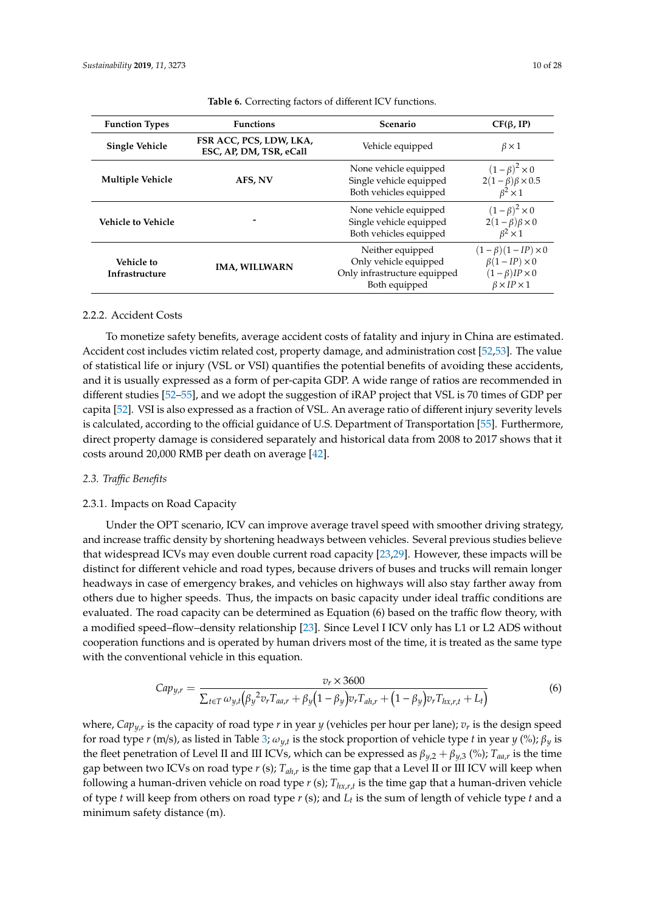**Table 6.** Correcting factors of different ICV functions.

| Function Types | Functions | Scenario | CF(β, IP) |
|---|---|---|---|
| **Single Vehicle** | **FSR ACC, PCS, LDW, LKA, ESC, AP, DM, TSR, eCall** | Vehicle equipped | $\beta \times 1$ |
| **Multiple Vehicle** | **AFS, NV** | None vehicle equipped<br>Single vehicle equipped<br>Both vehicles equipped | $(1-\beta)^2 \times 0$<br>$2(1-\beta)\beta \times 0.5$<br>$\beta^2 \times 1$ |
| **Vehicle to Vehicle** | - | None vehicle equipped<br>Single vehicle equipped<br>Both vehicles equipped | $(1-\beta)^2 \times 0$<br>$2(1-\beta)\beta \times 0$<br>$\beta^2 \times 1$ |
| **Vehicle to Infrastructure** | **IMA, WILLWARN** | Neither equipped<br>Only vehicle equipped<br>Only infrastructure equipped<br>Both equipped | $(1-\beta)(1-IP) \times 0$<br>$\beta(1-IP) \times 0$<br>$(1-\beta)IP \times 0$<br>$\beta \times IP \times 1$ |

#### 2.2.2. Accident Costs

To monetize safety benefits, average accident costs of fatality and injury in China are estimated. Accident cost includes victim related cost, property damage, and administration cost [52,53]. The value of statistical life or injury (VSL or VSI) quantifies the potential benefits of avoiding these accidents, and it is usually expressed as a form of per-capita GDP. A wide range of ratios are recommended in different studies [52–55], and we adopt the suggestion of iRAP project that VSL is 70 times of GDP per capita [52]. VSI is also expressed as a fraction of VSL. An average ratio of different injury severity levels is calculated, according to the official guidance of U.S. Department of Transportation [55]. Furthermore, direct property damage is considered separately and historical data from 2008 to 2017 shows that it costs around 20,000 RMB per death on average [42].

### *2.3. Traffic Benefits*

#### 2.3.1. Impacts on Road Capacity

Under the OPT scenario, ICV can improve average travel speed with smoother driving strategy, and increase traffic density by shortening headways between vehicles. Several previous studies believe that widespread ICVs may even double current road capacity [23,29]. However, these impacts will be distinct for different vehicle and road types, because drivers of buses and trucks will remain longer headways in case of emergency brakes, and vehicles on highways will also stay farther away from others due to higher speeds. Thus, the impacts on basic capacity under ideal traffic conditions are evaluated. The road capacity can be determined as Equation (6) based on the traffic flow theory, with a modified speed–flow–density relationship [23]. Since Level I ICV only has L1 or L2 ADS without cooperation functions and is operated by human drivers most of the time, it is treated as the same type with the conventional vehicle in this equation.

$$Cap_{y,r} = \frac{v_r \times 3600}{\sum_{t \in T} \omega_{y,t}\left(\beta_y{}^2 v_r T_{aa,r} + \beta_y\left(1-\beta_y\right)v_r T_{ah,r} + \left(1-\beta_y\right)v_r T_{hx,r,t} + L_t\right)} \tag{6}$$

where, $Cap_{y,r}$ is the capacity of road type $r$ in year $y$ (vehicles per hour per lane); $v_r$ is the design speed for road type $r$ (m/s), as listed in Table 3; $\omega_{y,t}$ is the stock proportion of vehicle type $t$ in year $y$ (%); $\beta_y$ is the fleet penetration of Level II and III ICVs, which can be expressed as $\beta_{y,2} + \beta_{y,3}$ (%); $T_{aa,r}$ is the time gap between two ICVs on road type $r$ (s); $T_{ah,r}$ is the time gap that a Level II or III ICV will keep when following a human-driven vehicle on road type $r$ (s); $T_{hx,r,t}$ is the time gap that a human-driven vehicle of type $t$ will keep from others on road type $r$ (s); and $L_t$ is the sum of length of vehicle type $t$ and a minimum safety distance (m).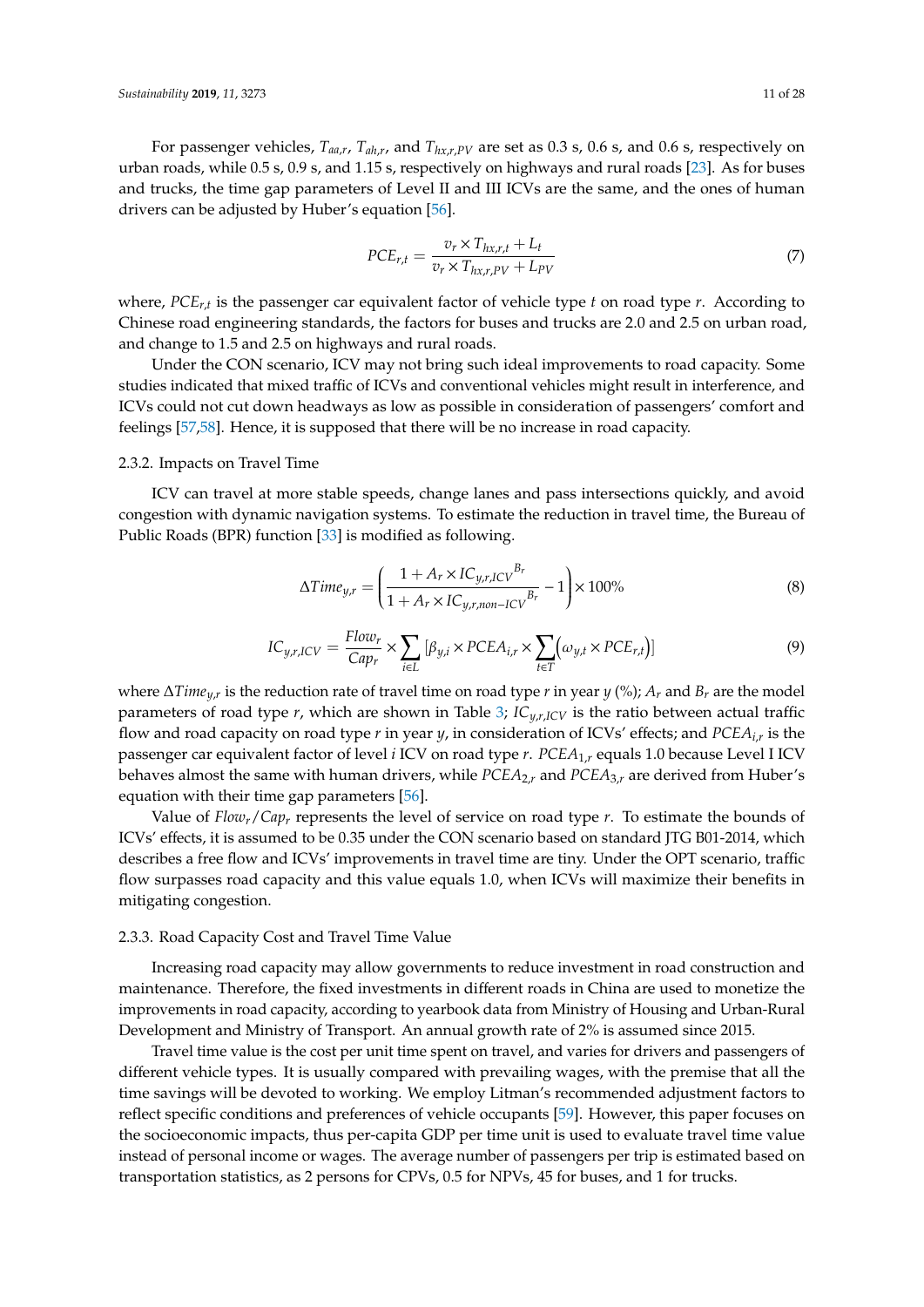For passenger vehicles, $T_{aa,r}$, $T_{ah,r}$, and $T_{hx,r,PV}$ are set as 0.3 s, 0.6 s, and 0.6 s, respectively on urban roads, while 0.5 s, 0.9 s, and 1.15 s, respectively on highways and rural roads [23]. As for buses and trucks, the time gap parameters of Level II and III ICVs are the same, and the ones of human drivers can be adjusted by Huber's equation [56].

$$PCE_{r,t} = \frac{v_r \times T_{hx,r,t} + L_t}{v_r \times T_{hx,r,PV} + L_{PV}} \tag{7}$$

where, $PCE_{r,t}$ is the passenger car equivalent factor of vehicle type $t$ on road type $r$. According to Chinese road engineering standards, the factors for buses and trucks are 2.0 and 2.5 on urban road, and change to 1.5 and 2.5 on highways and rural roads.

Under the CON scenario, ICV may not bring such ideal improvements to road capacity. Some studies indicated that mixed traffic of ICVs and conventional vehicles might result in interference, and ICVs could not cut down headways as low as possible in consideration of passengers' comfort and feelings [57,58]. Hence, it is supposed that there will be no increase in road capacity.

### 2.3.2. Impacts on Travel Time

ICV can travel at more stable speeds, change lanes and pass intersections quickly, and avoid congestion with dynamic navigation systems. To estimate the reduction in travel time, the Bureau of Public Roads (BPR) function [33] is modified as following.

$$\Delta Time_{y,r} = \left( \frac{1 + A_r \times {IC_{y,r,ICV}}^{B_r}}{1 + A_r \times {IC_{y,r,non-ICV}}^{B_r}} - 1 \right) \times 100\% \tag{8}$$

$$IC_{y,r,ICV} = \frac{Flow_r}{Cap_r} \times \sum_{i \in L} \left[ \beta_{y,i} \times PCEA_{i,r} \times \sum_{t \in T} \left( \omega_{y,t} \times PCE_{r,t} \right) \right] \tag{9}$$

where $\Delta Time_{y,r}$ is the reduction rate of travel time on road type $r$ in year $y$ (%); $A_r$ and $B_r$ are the model parameters of road type $r$, which are shown in Table 3; $IC_{y,r,ICV}$ is the ratio between actual traffic flow and road capacity on road type $r$ in year $y$, in consideration of ICVs' effects; and $PCEA_{i,r}$ is the passenger car equivalent factor of level $i$ ICV on road type $r$. $PCEA_{1,r}$ equals 1.0 because Level I ICV behaves almost the same with human drivers, while $PCEA_{2,r}$ and $PCEA_{3,r}$ are derived from Huber's equation with their time gap parameters [56].

Value of $Flow_r/Cap_r$ represents the level of service on road type $r$. To estimate the bounds of ICVs' effects, it is assumed to be 0.35 under the CON scenario based on standard JTG B01-2014, which describes a free flow and ICVs' improvements in travel time are tiny. Under the OPT scenario, traffic flow surpasses road capacity and this value equals 1.0, when ICVs will maximize their benefits in mitigating congestion.

### 2.3.3. Road Capacity Cost and Travel Time Value

Increasing road capacity may allow governments to reduce investment in road construction and maintenance. Therefore, the fixed investments in different roads in China are used to monetize the improvements in road capacity, according to yearbook data from Ministry of Housing and Urban-Rural Development and Ministry of Transport. An annual growth rate of 2% is assumed since 2015.

Travel time value is the cost per unit time spent on travel, and varies for drivers and passengers of different vehicle types. It is usually compared with prevailing wages, with the premise that all the time savings will be devoted to working. We employ Litman's recommended adjustment factors to reflect specific conditions and preferences of vehicle occupants [59]. However, this paper focuses on the socioeconomic impacts, thus per-capita GDP per time unit is used to evaluate travel time value instead of personal income or wages. The average number of passengers per trip is estimated based on transportation statistics, as 2 persons for CPVs, 0.5 for NPVs, 45 for buses, and 1 for trucks.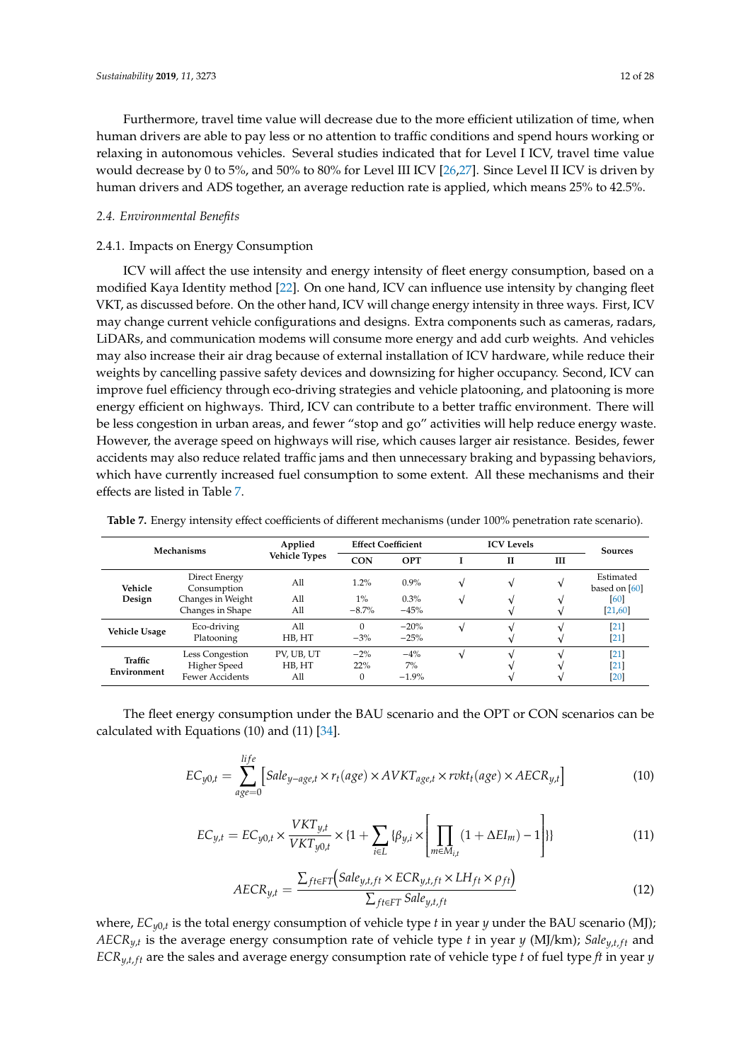Furthermore, travel time value will decrease due to the more efficient utilization of time, when human drivers are able to pay less or no attention to traffic conditions and spend hours working or relaxing in autonomous vehicles. Several studies indicated that for Level I ICV, travel time value would decrease by 0 to 5%, and 50% to 80% for Level III ICV [26,27]. Since Level II ICV is driven by human drivers and ADS together, an average reduction rate is applied, which means 25% to 42.5%.

### 2.4. Environmental Benefits

#### 2.4.1. Impacts on Energy Consumption

ICV will affect the use intensity and energy intensity of fleet energy consumption, based on a modified Kaya Identity method [22]. On one hand, ICV can influence use intensity by changing fleet VKT, as discussed before. On the other hand, ICV will change energy intensity in three ways. First, ICV may change current vehicle configurations and designs. Extra components such as cameras, radars, LiDARs, and communication modems will consume more energy and add curb weights. And vehicles may also increase their air drag because of external installation of ICV hardware, while reduce their weights by cancelling passive safety devices and downsizing for higher occupancy. Second, ICV can improve fuel efficiency through eco-driving strategies and vehicle platooning, and platooning is more energy efficient on highways. Third, ICV can contribute to a better traffic environment. There will be less congestion in urban areas, and fewer "stop and go" activities will help reduce energy waste. However, the average speed on highways will rise, which causes larger air resistance. Besides, fewer accidents may also reduce related traffic jams and then unnecessary braking and bypassing behaviors, which have currently increased fuel consumption to some extent. All these mechanisms and their effects are listed in Table 7.

**Table 7.** Energy intensity effect coefficients of different mechanisms (under 100% penetration rate scenario).

| Mechanisms | | Applied Vehicle Types | Effect Coefficient | | ICV Levels | | | Sources |
|---|---|---|---|---|---|---|---|---|
| | | | CON | OPT | I | II | III | |
| Vehicle Design | Direct Energy Consumption | All | 1.2% | 0.9% | √ | √ | √ | Estimated based on [60] |
| | Changes in Weight | All | 1% | 0.3% | √ | √ | √ | [60] |
| | Changes in Shape | All | −8.7% | −45% | | √ | √ | [21,60] |
| Vehicle Usage | Eco-driving | All | 0 | −20% | √ | √ | √ | [21] |
| | Platooning | HB, HT | −3% | −25% | | √ | √ | [21] |
| Traffic Environment | Less Congestion | PV, UB, UT | −2% | −4% | √ | √ | √ | [21] |
| | Higher Speed | HB, HT | 22% | 7% | | √ | √ | [21] |
| | Fewer Accidents | All | 0 | −1.9% | | √ | √ | [20] |

The fleet energy consumption under the BAU scenario and the OPT or CON scenarios can be calculated with Equations (10) and (11) [34].

$$EC_{y0,t} = \sum_{age=0}^{life} \left[ Sale_{y-age,t} \times r_t(age) \times AVKT_{age,t} \times rvkt_t(age) \times AECR_{y,t} \right] \tag{10}$$

$$EC_{y,t} = EC_{y0,t} \times \frac{VKT_{y,t}}{VKT_{y0,t}} \times \{1 + \sum_{i \in L} \{\beta_{y,i} \times \left[ \prod_{m \in M_{i,t}} (1 + \Delta EI_m) - 1 \right]\}\} \tag{11}$$

$$AECR_{y,t} = \frac{\sum_{ft \in FT} \left( Sale_{y,t,ft} \times ECR_{y,t,ft} \times LH_{ft} \times \rho_{ft} \right)}{\sum_{ft \in FT} Sale_{y,t,ft}} \tag{12}$$

where, $EC_{y0,t}$ is the total energy consumption of vehicle type $t$ in year $y$ under the BAU scenario (MJ); $AECR_{y,t}$ is the average energy consumption rate of vehicle type $t$ in year $y$ (MJ/km); $Sale_{y,t,ft}$ and $ECR_{y,t,ft}$ are the sales and average energy consumption rate of vehicle type $t$ of fuel type $ft$ in year $y$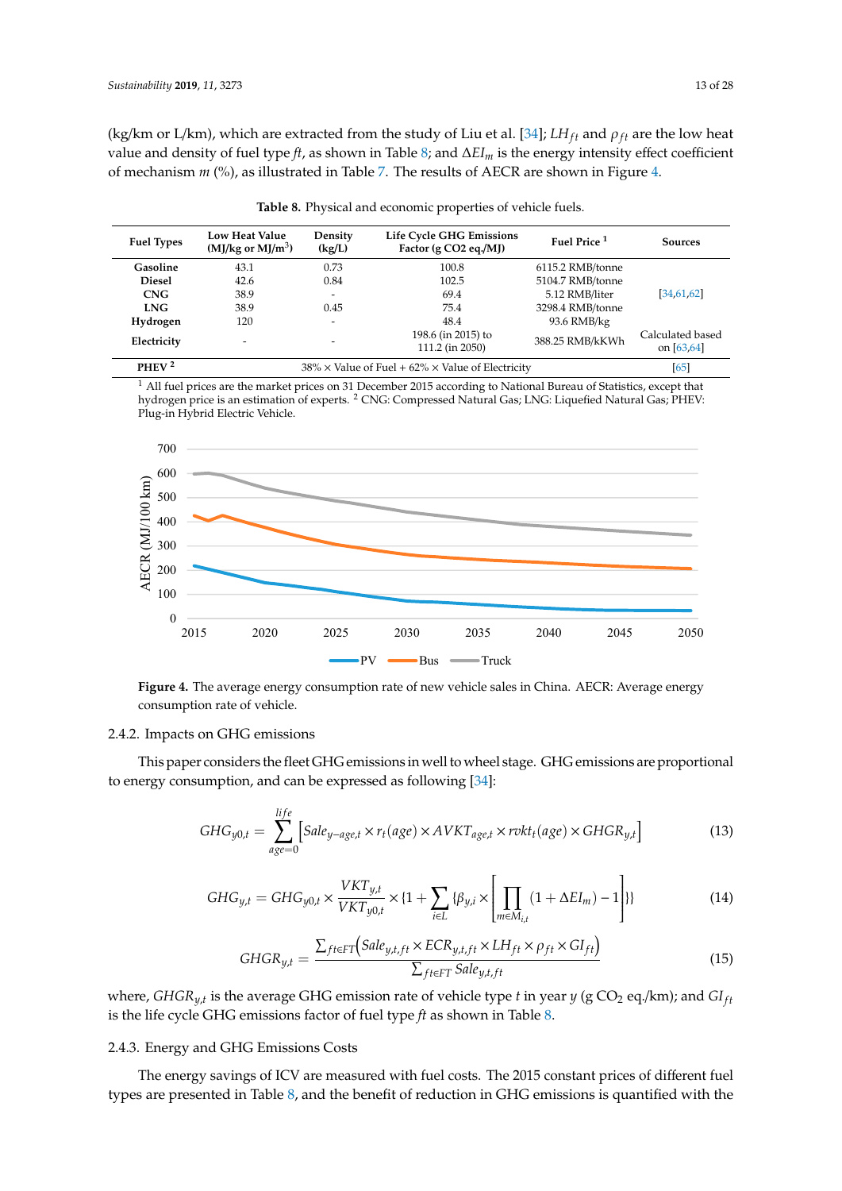(kg/km or L/km), which are extracted from the study of Liu et al. [34]; $LH_{ft}$ and $\rho_{ft}$ are the low heat value and density of fuel type *ft*, as shown in Table 8; and $\Delta EI_m$ is the energy intensity effect coefficient of mechanism *m* (%), as illustrated in Table 7. The results of AECR are shown in Figure 4.

**Table 8.** Physical and economic properties of vehicle fuels.

| Fuel Types | Low Heat Value ($MJ/kg$ or $MJ/m^3$) | Density (kg/L) | Life Cycle GHG Emissions Factor (g CO2 eq./MJ) | Fuel Price [1] | Sources |
|---|---|---|---|---|---|
| Gasoline | 43.1 | 0.73 | 100.8 | 6115.2 RMB/tonne | [34,61,62] |
| Diesel | 42.6 | 0.84 | 102.5 | 5104.7 RMB/tonne | |
| CNG | 38.9 | - | 69.4 | 5.12 RMB/liter | |
| LNG | 38.9 | 0.45 | 75.4 | 3298.4 RMB/tonne | |
| Hydrogen | 120 | - | 48.4 | 93.6 RMB/kg | |
| Electricity | - | - | 198.6 (in 2015) to 111.2 (in 2050) | 388.25 RMB/kKWh | Calculated based on [63,64] |
| PHEV [2] | 38% × Value of Fuel + 62% × Value of Electricity | | | | [65] |

[1] All fuel prices are the market prices on 31 December 2015 according to National Bureau of Statistics, except that hydrogen price is an estimation of experts. [2] CNG: Compressed Natural Gas; LNG: Liquefied Natural Gas; PHEV: Plug-in Hybrid Electric Vehicle.

**Figure 4.** The average energy consumption rate of new vehicle sales in China. AECR: Average energy consumption rate of vehicle.

### 2.4.2. Impacts on GHG emissions

This paper considers the fleet GHG emissions in well to wheel stage. GHG emissions are proportional to energy consumption, and can be expressed as following [34]:

$$GHG_{y0,t} = \sum_{age=0}^{life} \left[Sale_{y-age,t} \times r_t(age) \times AVKT_{age,t} \times rvkt_t(age) \times GHGR_{y,t}\right] \tag{13}$$

$$GHG_{y,t} = GHG_{y0,t} \times \frac{VKT_{y,t}}{VKT_{y0,t}} \times \{1 + \sum_{i \in L} \{\beta_{y,i} \times \left[\prod_{m \in M_{i,t}} (1 + \Delta EI_m) - 1\right]\}\} \tag{14}$$

$$GHGR_{y,t} = \frac{\sum_{ft \in FT}\left(Sale_{y,t,ft} \times ECR_{y,t,ft} \times LH_{ft} \times \rho_{ft} \times GI_{ft}\right)}{\sum_{ft \in FT} Sale_{y,t,ft}} \tag{15}$$

where, $GHGR_{y,t}$ is the average GHG emission rate of vehicle type *t* in year *y* (g $CO_2$ eq./km); and $GI_{ft}$ is the life cycle GHG emissions factor of fuel type *ft* as shown in Table 8.

### 2.4.3. Energy and GHG Emissions Costs

The energy savings of ICV are measured with fuel costs. The 2015 constant prices of different fuel types are presented in Table 8, and the benefit of reduction in GHG emissions is quantified with the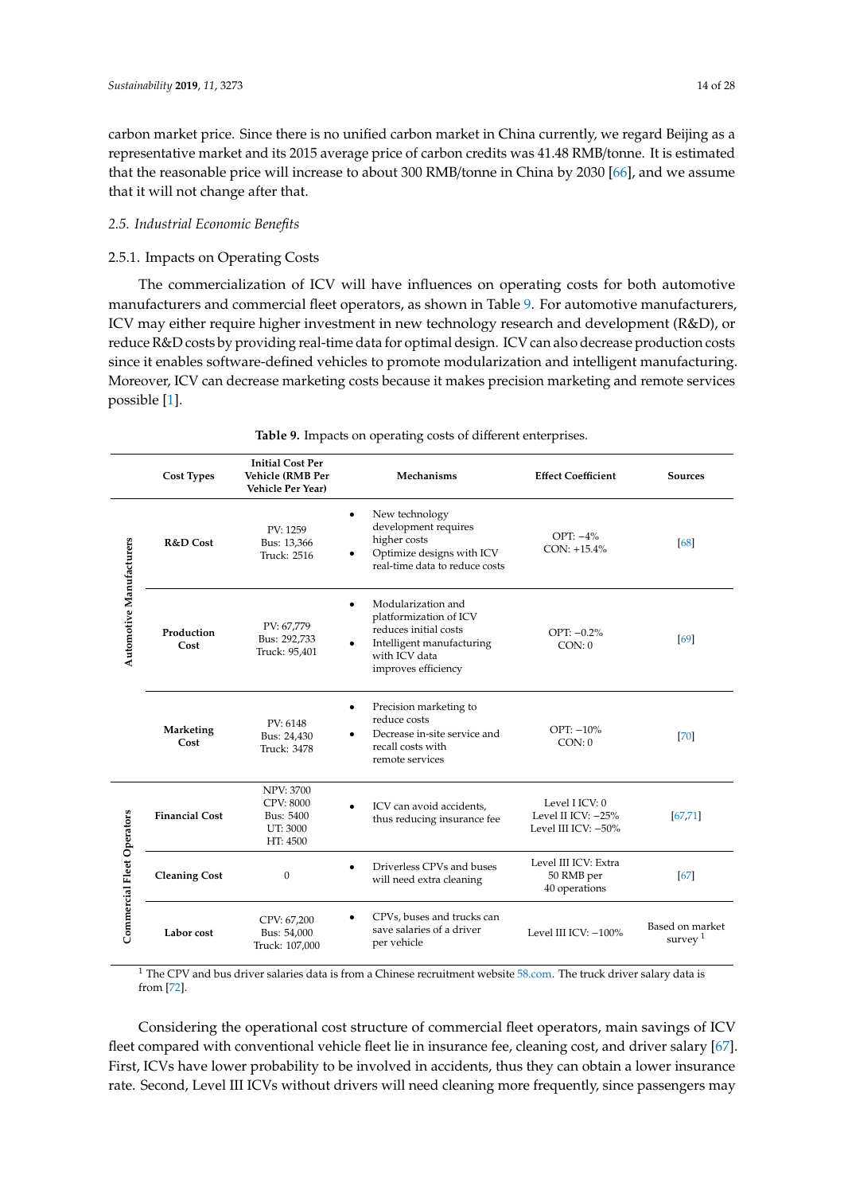carbon market price. Since there is no unified carbon market in China currently, we regard Beijing as a representative market and its 2015 average price of carbon credits was 41.48 RMB/tonne. It is estimated that the reasonable price will increase to about 300 RMB/tonne in China by 2030 [66], and we assume that it will not change after that.

### 2.5. Industrial Economic Benefits

#### 2.5.1. Impacts on Operating Costs

The commercialization of ICV will have influences on operating costs for both automotive manufacturers and commercial fleet operators, as shown in Table 9. For automotive manufacturers, ICV may either require higher investment in new technology research and development (R&D), or reduce R&D costs by providing real-time data for optimal design. ICV can also decrease production costs since it enables software-defined vehicles to promote modularization and intelligent manufacturing. Moreover, ICV can decrease marketing costs because it makes precision marketing and remote services possible [1].

**Table 9.** Impacts on operating costs of different enterprises.

| | Cost Types | Initial Cost Per Vehicle (RMB Per Vehicle Per Year) | Mechanisms | Effect Coefficient | Sources |
|---|---|---|---|---|---|
| Automotive Manufacturers | **R&D Cost** | PV: 1259<br>Bus: 13,366<br>Truck: 2516 | • New technology development requires higher costs<br>• Optimize designs with ICV real-time data to reduce costs | OPT: −4%<br>CON: +15.4% | [68] |
| | **Production Cost** | PV: 67,779<br>Bus: 292,733<br>Truck: 95,401 | • Modularization and platformization of ICV reduces initial costs<br>• Intelligent manufacturing with ICV data improves efficiency | OPT: −0.2%<br>CON: 0 | [69] |
| | **Marketing Cost** | PV: 6148<br>Bus: 24,430<br>Truck: 3478 | • Precision marketing to reduce costs<br>• Decrease in-site service and recall costs with remote services | OPT: −10%<br>CON: 0 | [70] |
| Commercial Fleet Operators | **Financial Cost** | NPV: 3700<br>CPV: 8000<br>Bus: 5400<br>UT: 3000<br>HT: 4500 | • ICV can avoid accidents, thus reducing insurance fee | Level I ICV: 0<br>Level II ICV: −25%<br>Level III ICV: −50% | [67,71] |
| | **Cleaning Cost** | 0 | • Driverless CPVs and buses will need extra cleaning | Level III ICV: Extra 50 RMB per 40 operations | [67] |
| | **Labor cost** | CPV: 67,200<br>Bus: 54,000<br>Truck: 107,000 | • CPVs, buses and trucks can save salaries of a driver per vehicle | Level III ICV: −100% | Based on market survey [1] |

[1] The CPV and bus driver salaries data is from a Chinese recruitment website 58.com. The truck driver salary data is from [72].

Considering the operational cost structure of commercial fleet operators, main savings of ICV fleet compared with conventional vehicle fleet lie in insurance fee, cleaning cost, and driver salary [67]. First, ICVs have lower probability to be involved in accidents, thus they can obtain a lower insurance rate. Second, Level III ICVs without drivers will need cleaning more frequently, since passengers may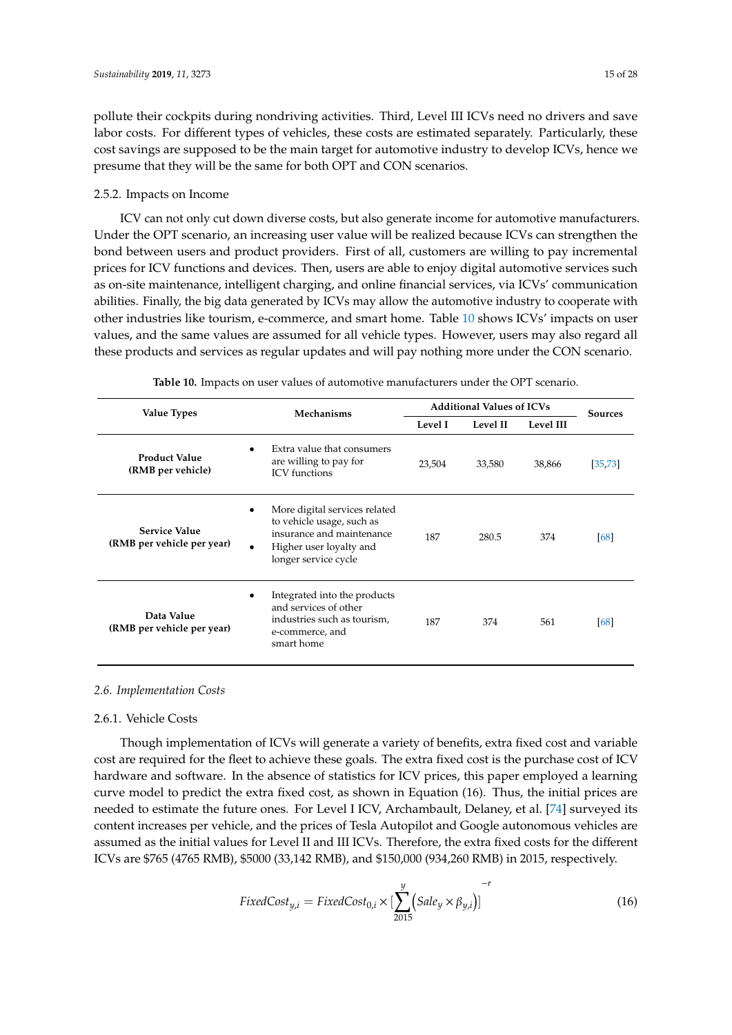pollute their cockpits during nondriving activities. Third, Level III ICVs need no drivers and save labor costs. For different types of vehicles, these costs are estimated separately. Particularly, these cost savings are supposed to be the main target for automotive industry to develop ICVs, hence we presume that they will be the same for both OPT and CON scenarios.

#### 2.5.2. Impacts on Income

ICV can not only cut down diverse costs, but also generate income for automotive manufacturers. Under the OPT scenario, an increasing user value will be realized because ICVs can strengthen the bond between users and product providers. First of all, customers are willing to pay incremental prices for ICV functions and devices. Then, users are able to enjoy digital automotive services such as on-site maintenance, intelligent charging, and online financial services, via ICVs' communication abilities. Finally, the big data generated by ICVs may allow the automotive industry to cooperate with other industries like tourism, e-commerce, and smart home. Table 10 shows ICVs' impacts on user values, and the same values are assumed for all vehicle types. However, users may also regard all these products and services as regular updates and will pay nothing more under the CON scenario.

**Table 10.** Impacts on user values of automotive manufacturers under the OPT scenario.

| Value Types | Mechanisms | Additional Values of ICVs | | | Sources |
|---|---|---|---|---|---|
| | | Level I | Level II | Level III | |
| **Product Value (RMB per vehicle)** | • Extra value that consumers are willing to pay for ICV functions | 23,504 | 33,580 | 38,866 | [35,73] |
| **Service Value (RMB per vehicle per year)** | • More digital services related to vehicle usage, such as insurance and maintenance<br>• Higher user loyalty and longer service cycle | 187 | 280.5 | 374 | [68] |
| **Data Value (RMB per vehicle per year)** | • Integrated into the products and services of other industries such as tourism, e-commerce, and smart home | 187 | 374 | 561 | [68] |

### 2.6. Implementation Costs

#### 2.6.1. Vehicle Costs

Though implementation of ICVs will generate a variety of benefits, extra fixed cost and variable cost are required for the fleet to achieve these goals. The extra fixed cost is the purchase cost of ICV hardware and software. In the absence of statistics for ICV prices, this paper employed a learning curve model to predict the extra fixed cost, as shown in Equation (16). Thus, the initial prices are needed to estimate the future ones. For Level I ICV, Archambault, Delaney, et al. [74] surveyed its content increases per vehicle, and the prices of Tesla Autopilot and Google autonomous vehicles are assumed as the initial values for Level II and III ICVs. Therefore, the extra fixed costs for the different ICVs are \$765 (4765 RMB), \$5000 (33,142 RMB), and \$150,000 (934,260 RMB) in 2015, respectively.

$$FixedCost_{y,i} = FixedCost_{0,i} \times \left[\sum_{2015}^{y}\left(Sale_y \times \beta_{y,i}\right)\right]^{-r} \tag{16}$$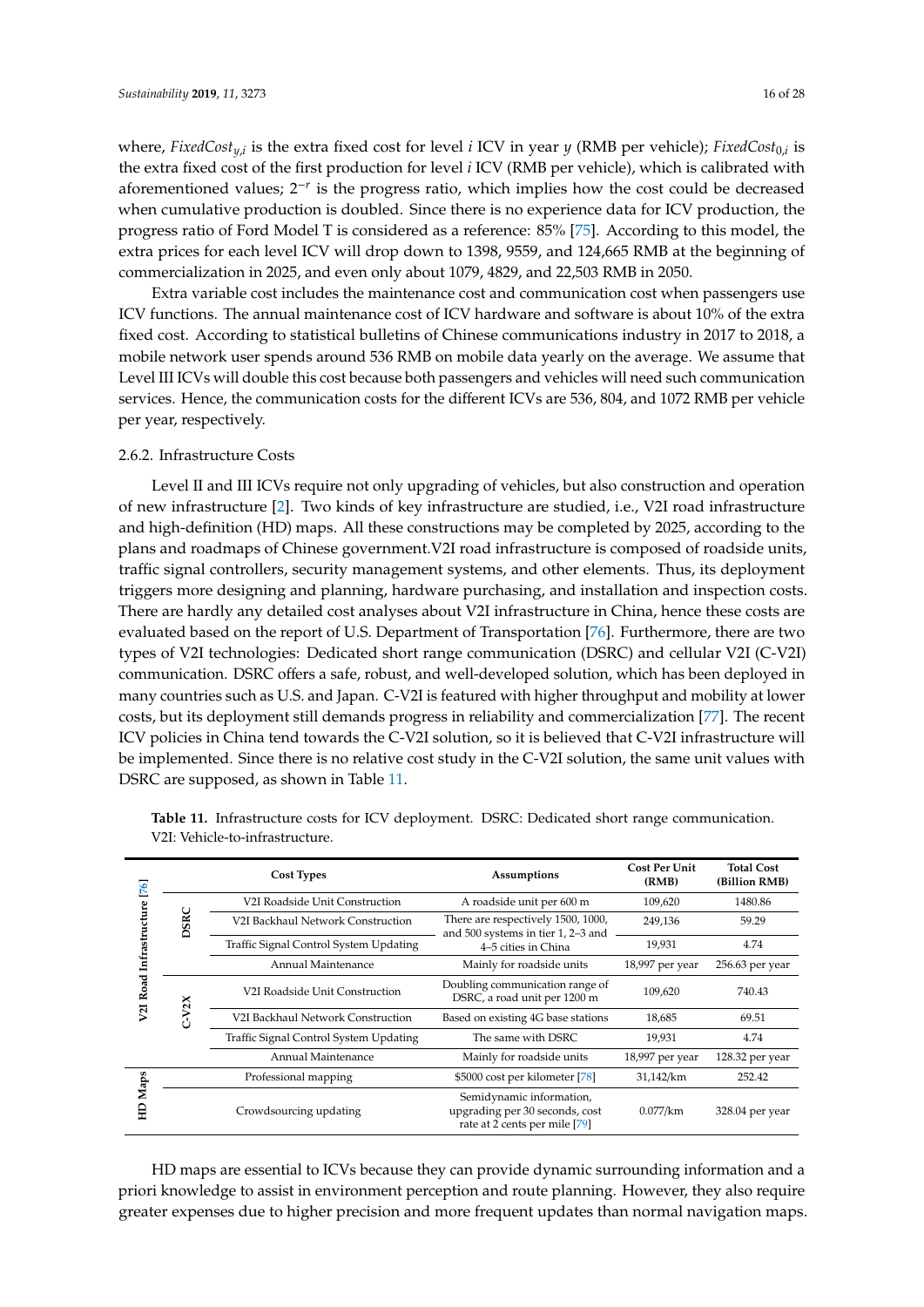where, $FixedCost_{y,i}$ is the extra fixed cost for level $i$ ICV in year $y$ (RMB per vehicle); $FixedCost_{0,i}$ is the extra fixed cost of the first production for level $i$ ICV (RMB per vehicle), which is calibrated with aforementioned values; $2^{-r}$ is the progress ratio, which implies how the cost could be decreased when cumulative production is doubled. Since there is no experience data for ICV production, the progress ratio of Ford Model T is considered as a reference: 85% [75]. According to this model, the extra prices for each level ICV will drop down to 1398, 9559, and 124,665 RMB at the beginning of commercialization in 2025, and even only about 1079, 4829, and 22,503 RMB in 2050.

Extra variable cost includes the maintenance cost and communication cost when passengers use ICV functions. The annual maintenance cost of ICV hardware and software is about 10% of the extra fixed cost. According to statistical bulletins of Chinese communications industry in 2017 to 2018, a mobile network user spends around 536 RMB on mobile data yearly on the average. We assume that Level III ICVs will double this cost because both passengers and vehicles will need such communication services. Hence, the communication costs for the different ICVs are 536, 804, and 1072 RMB per vehicle per year, respectively.

### 2.6.2. Infrastructure Costs

Level II and III ICVs require not only upgrading of vehicles, but also construction and operation of new infrastructure [2]. Two kinds of key infrastructure are studied, i.e., V2I road infrastructure and high-definition (HD) maps. All these constructions may be completed by 2025, according to the plans and roadmaps of Chinese government.V2I road infrastructure is composed of roadside units, traffic signal controllers, security management systems, and other elements. Thus, its deployment triggers more designing and planning, hardware purchasing, and installation and inspection costs. There are hardly any detailed cost analyses about V2I infrastructure in China, hence these costs are evaluated based on the report of U.S. Department of Transportation [76]. Furthermore, there are two types of V2I technologies: Dedicated short range communication (DSRC) and cellular V2I (C-V2I) communication. DSRC offers a safe, robust, and well-developed solution, which has been deployed in many countries such as U.S. and Japan. C-V2I is featured with higher throughput and mobility at lower costs, but its deployment still demands progress in reliability and commercialization [77]. The recent ICV policies in China tend towards the C-V2I solution, so it is believed that C-V2I infrastructure will be implemented. Since there is no relative cost study in the C-V2I solution, the same unit values with DSRC are supposed, as shown in Table 11.

**Table 11.** Infrastructure costs for ICV deployment. DSRC: Dedicated short range communication. V2I: Vehicle-to-infrastructure.

| | | Cost Types | Assumptions | Cost Per Unit (RMB) | Total Cost (Billion RMB) |
|---|---|---|---|---|---|
| V2I Road Infrastructure [76] | DSRC | V2I Roadside Unit Construction | A roadside unit per 600 m | 109,620 | 1480.86 |
| | | V2I Backhaul Network Construction | There are respectively 1500, 1000, and 500 systems in tier 1, 2–3 and 4–5 cities in China | 249,136 | 59.29 |
| | | Traffic Signal Control System Updating | | 19,931 | 4.74 |
| | | Annual Maintenance | Mainly for roadside units | 18,997 per year | 256.63 per year |
| | C-V2X | V2I Roadside Unit Construction | Doubling communication range of DSRC, a road unit per 1200 m | 109,620 | 740.43 |
| | | V2I Backhaul Network Construction | Based on existing 4G base stations | 18,685 | 69.51 |
| | | Traffic Signal Control System Updating | The same with DSRC | 19,931 | 4.74 |
| | | Annual Maintenance | Mainly for roadside units | 18,997 per year | 128.32 per year |
| HD Maps | | Professional mapping | \$5000 cost per kilometer [78] | 31,142/km | 252.42 |
| | | Crowdsourcing updating | Semidynamic information, upgrading per 30 seconds, cost rate at 2 cents per mile [79] | 0.077/km | 328.04 per year |

HD maps are essential to ICVs because they can provide dynamic surrounding information and a priori knowledge to assist in environment perception and route planning. However, they also require greater expenses due to higher precision and more frequent updates than normal navigation maps.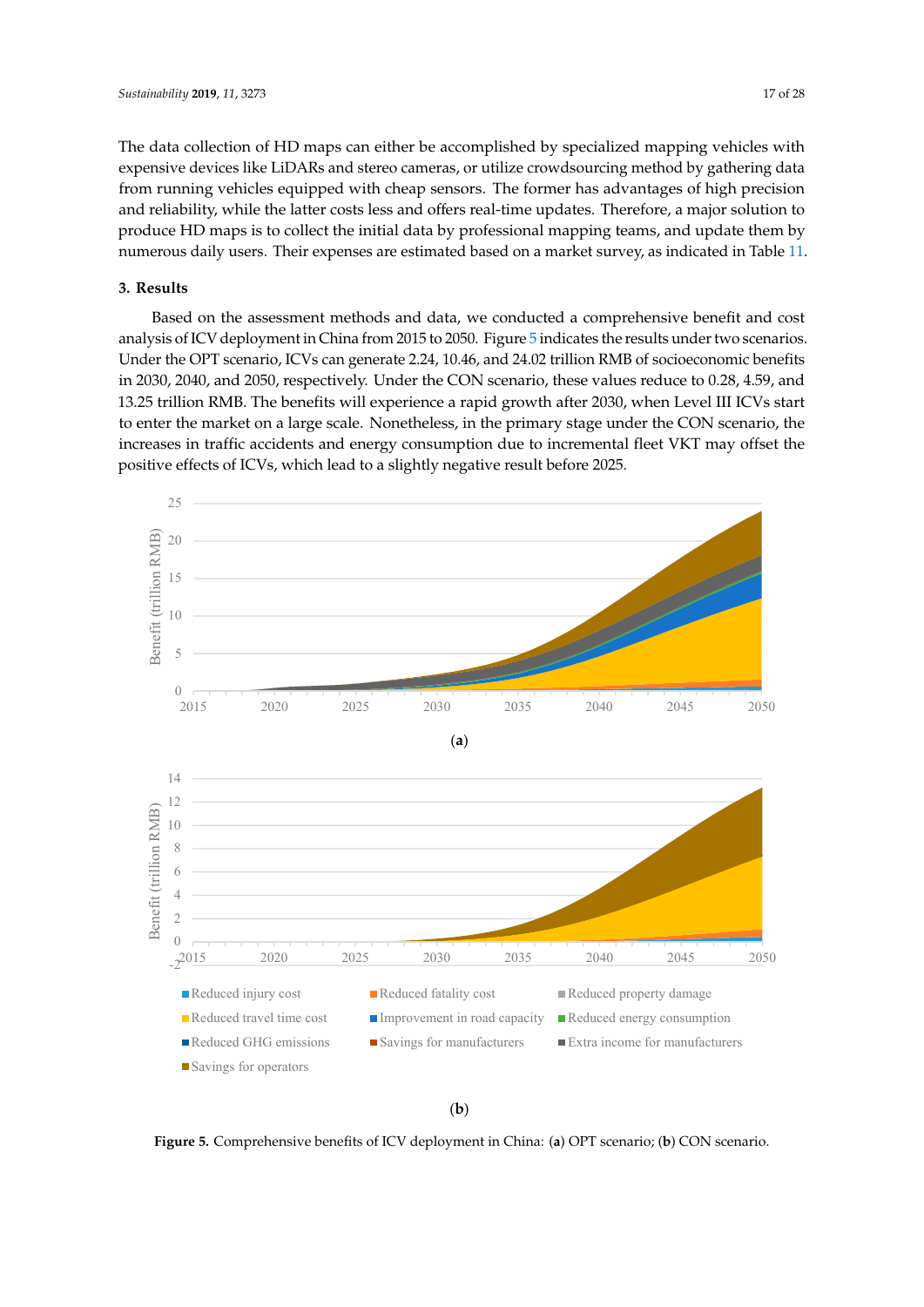The data collection of HD maps can either be accomplished by specialized mapping vehicles with expensive devices like LiDARs and stereo cameras, or utilize crowdsourcing method by gathering data from running vehicles equipped with cheap sensors. The former has advantages of high precision and reliability, while the latter costs less and offers real-time updates. Therefore, a major solution to produce HD maps is to collect the initial data by professional mapping teams, and update them by numerous daily users. Their expenses are estimated based on a market survey, as indicated in Table 11.

## 3. Results

Based on the assessment methods and data, we conducted a comprehensive benefit and cost analysis of ICV deployment in China from 2015 to 2050. Figure 5 indicates the results under two scenarios. Under the OPT scenario, ICVs can generate 2.24, 10.46, and 24.02 trillion RMB of socioeconomic benefits in 2030, 2040, and 2050, respectively. Under the CON scenario, these values reduce to 0.28, 4.59, and 13.25 trillion RMB. The benefits will experience a rapid growth after 2030, when Level III ICVs start to enter the market on a large scale. Nonetheless, in the primary stage under the CON scenario, the increases in traffic accidents and energy consumption due to incremental fleet VKT may offset the positive effects of ICVs, which lead to a slightly negative result before 2025.

(a)

(b)

**Figure 5.** Comprehensive benefits of ICV deployment in China: (**a**) OPT scenario; (**b**) CON scenario.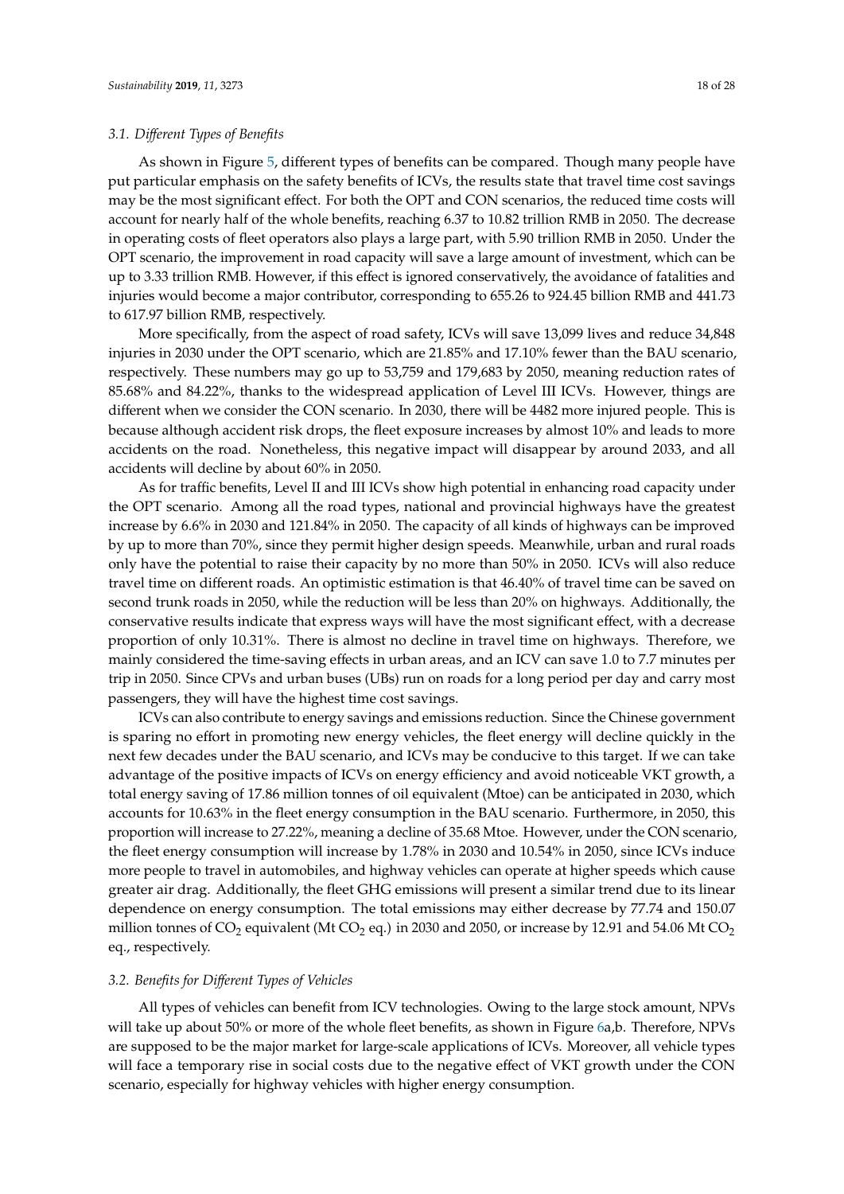### 3.1. Different Types of Benefits

As shown in Figure 5, different types of benefits can be compared. Though many people have put particular emphasis on the safety benefits of ICVs, the results state that travel time cost savings may be the most significant effect. For both the OPT and CON scenarios, the reduced time costs will account for nearly half of the whole benefits, reaching 6.37 to 10.82 trillion RMB in 2050. The decrease in operating costs of fleet operators also plays a large part, with 5.90 trillion RMB in 2050. Under the OPT scenario, the improvement in road capacity will save a large amount of investment, which can be up to 3.33 trillion RMB. However, if this effect is ignored conservatively, the avoidance of fatalities and injuries would become a major contributor, corresponding to 655.26 to 924.45 billion RMB and 441.73 to 617.97 billion RMB, respectively.

More specifically, from the aspect of road safety, ICVs will save 13,099 lives and reduce 34,848 injuries in 2030 under the OPT scenario, which are 21.85% and 17.10% fewer than the BAU scenario, respectively. These numbers may go up to 53,759 and 179,683 by 2050, meaning reduction rates of 85.68% and 84.22%, thanks to the widespread application of Level III ICVs. However, things are different when we consider the CON scenario. In 2030, there will be 4482 more injured people. This is because although accident risk drops, the fleet exposure increases by almost 10% and leads to more accidents on the road. Nonetheless, this negative impact will disappear by around 2033, and all accidents will decline by about 60% in 2050.

As for traffic benefits, Level II and III ICVs show high potential in enhancing road capacity under the OPT scenario. Among all the road types, national and provincial highways have the greatest increase by 6.6% in 2030 and 121.84% in 2050. The capacity of all kinds of highways can be improved by up to more than 70%, since they permit higher design speeds. Meanwhile, urban and rural roads only have the potential to raise their capacity by no more than 50% in 2050. ICVs will also reduce travel time on different roads. An optimistic estimation is that 46.40% of travel time can be saved on second trunk roads in 2050, while the reduction will be less than 20% on highways. Additionally, the conservative results indicate that express ways will have the most significant effect, with a decrease proportion of only 10.31%. There is almost no decline in travel time on highways. Therefore, we mainly considered the time-saving effects in urban areas, and an ICV can save 1.0 to 7.7 minutes per trip in 2050. Since CPVs and urban buses (UBs) run on roads for a long period per day and carry most passengers, they will have the highest time cost savings.

ICVs can also contribute to energy savings and emissions reduction. Since the Chinese government is sparing no effort in promoting new energy vehicles, the fleet energy will decline quickly in the next few decades under the BAU scenario, and ICVs may be conducive to this target. If we can take advantage of the positive impacts of ICVs on energy efficiency and avoid noticeable VKT growth, a total energy saving of 17.86 million tonnes of oil equivalent (Mtoe) can be anticipated in 2030, which accounts for 10.63% in the fleet energy consumption in the BAU scenario. Furthermore, in 2050, this proportion will increase to 27.22%, meaning a decline of 35.68 Mtoe. However, under the CON scenario, the fleet energy consumption will increase by 1.78% in 2030 and 10.54% in 2050, since ICVs induce more people to travel in automobiles, and highway vehicles can operate at higher speeds which cause greater air drag. Additionally, the fleet GHG emissions will present a similar trend due to its linear dependence on energy consumption. The total emissions may either decrease by 77.74 and 150.07 million tonnes of $CO_2$ equivalent (Mt $CO_2$ eq.) in 2030 and 2050, or increase by 12.91 and 54.06 Mt $CO_2$ eq., respectively.

### 3.2. Benefits for Different Types of Vehicles

All types of vehicles can benefit from ICV technologies. Owing to the large stock amount, NPVs will take up about 50% or more of the whole fleet benefits, as shown in Figure 6a,b. Therefore, NPVs are supposed to be the major market for large-scale applications of ICVs. Moreover, all vehicle types will face a temporary rise in social costs due to the negative effect of VKT growth under the CON scenario, especially for highway vehicles with higher energy consumption.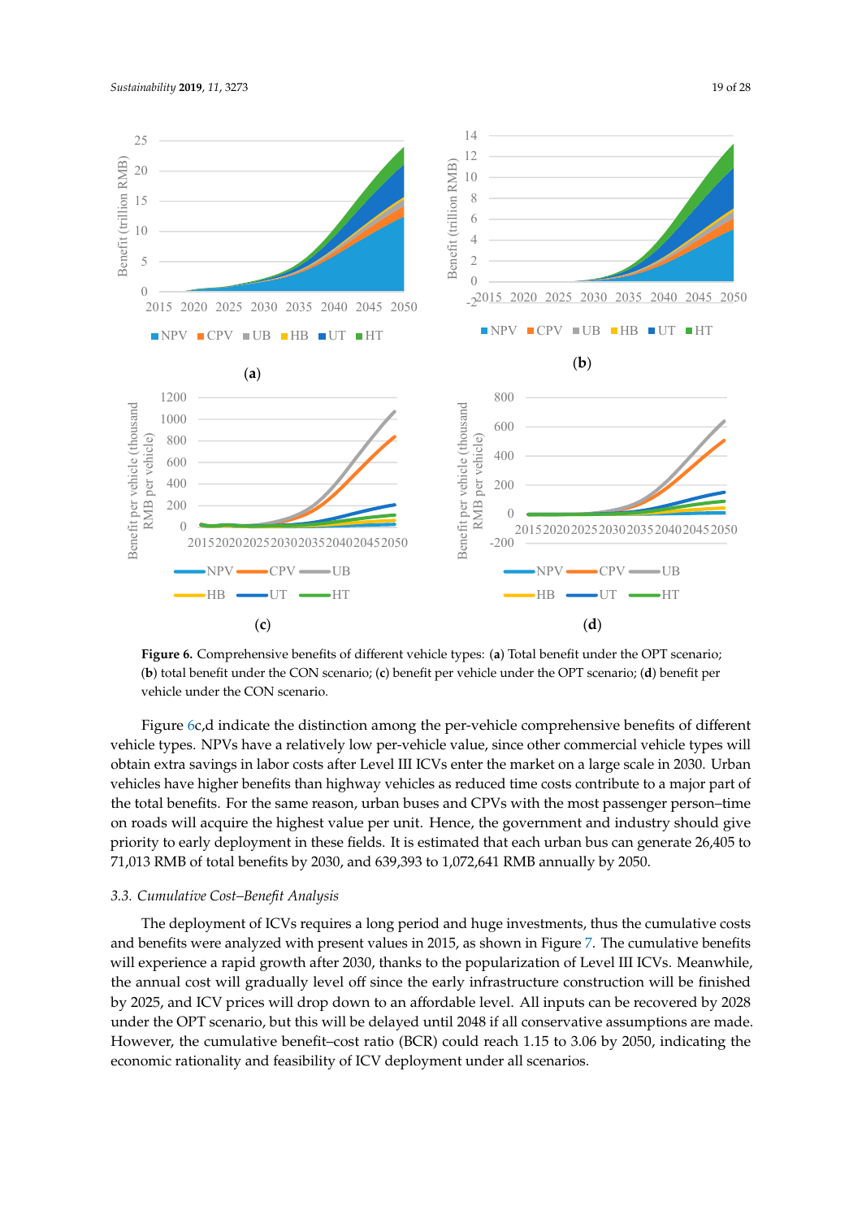**Figure 6.** Comprehensive benefits of different vehicle types: (**a**) Total benefit under the OPT scenario; (**b**) total benefit under the CON scenario; (**c**) benefit per vehicle under the OPT scenario; (**d**) benefit per vehicle under the CON scenario.

Figure 6c,d indicate the distinction among the per-vehicle comprehensive benefits of different vehicle types. NPVs have a relatively low per-vehicle value, since other commercial vehicle types will obtain extra savings in labor costs after Level III ICVs enter the market on a large scale in 2030. Urban vehicles have higher benefits than highway vehicles as reduced time costs contribute to a major part of the total benefits. For the same reason, urban buses and CPVs with the most passenger person–time on roads will acquire the highest value per unit. Hence, the government and industry should give priority to early deployment in these fields. It is estimated that each urban bus can generate 26,405 to 71,013 RMB of total benefits by 2030, and 639,393 to 1,072,641 RMB annually by 2050.

### 3.3. Cumulative Cost–Benefit Analysis

The deployment of ICVs requires a long period and huge investments, thus the cumulative costs and benefits were analyzed with present values in 2015, as shown in Figure 7. The cumulative benefits will experience a rapid growth after 2030, thanks to the popularization of Level III ICVs. Meanwhile, the annual cost will gradually level off since the early infrastructure construction will be finished by 2025, and ICV prices will drop down to an affordable level. All inputs can be recovered by 2028 under the OPT scenario, but this will be delayed until 2048 if all conservative assumptions are made. However, the cumulative benefit–cost ratio (BCR) could reach 1.15 to 3.06 by 2050, indicating the economic rationality and feasibility of ICV deployment under all scenarios.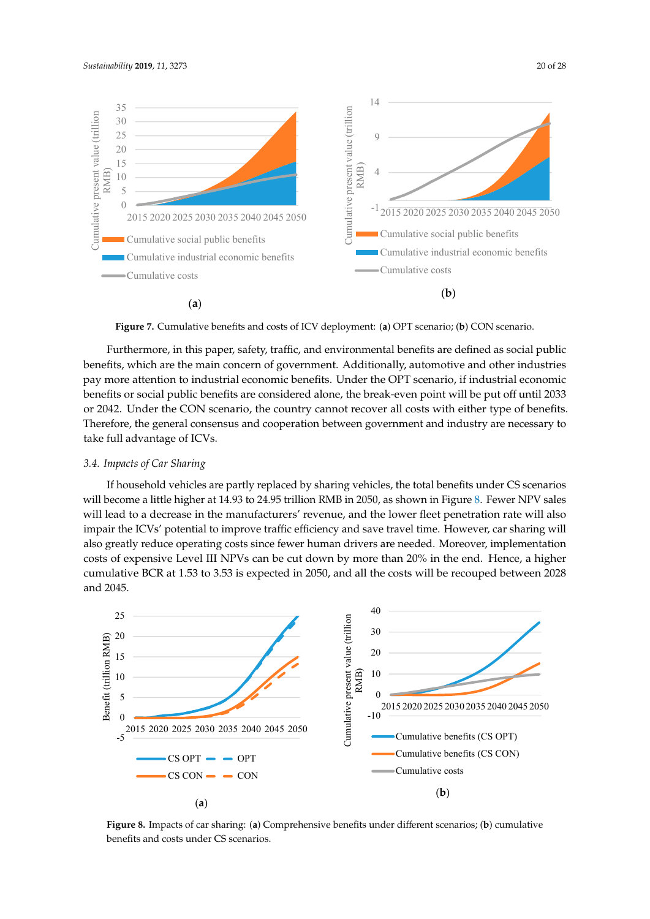Figure 7. Cumulative benefits and costs of ICV deployment: (a) OPT scenario; (b) CON scenario.

Furthermore, in this paper, safety, traffic, and environmental benefits are defined as social public benefits, which are the main concern of government. Additionally, automotive and other industries pay more attention to industrial economic benefits. Under the OPT scenario, if industrial economic benefits or social public benefits are considered alone, the break-even point will be put off until 2033 or 2042. Under the CON scenario, the country cannot recover all costs with either type of benefits. Therefore, the general consensus and cooperation between government and industry are necessary to take full advantage of ICVs.

### 3.4. Impacts of Car Sharing

If household vehicles are partly replaced by sharing vehicles, the total benefits under CS scenarios will become a little higher at 14.93 to 24.95 trillion RMB in 2050, as shown in Figure 8. Fewer NPV sales will lead to a decrease in the manufacturers' revenue, and the lower fleet penetration rate will also impair the ICVs' potential to improve traffic efficiency and save travel time. However, car sharing will also greatly reduce operating costs since fewer human drivers are needed. Moreover, implementation costs of expensive Level III NPVs can be cut down by more than 20% in the end. Hence, a higher cumulative BCR at 1.53 to 3.53 is expected in 2050, and all the costs will be recouped between 2028 and 2045.

Figure 8. Impacts of car sharing: (a) Comprehensive benefits under different scenarios; (b) cumulative benefits and costs under CS scenarios.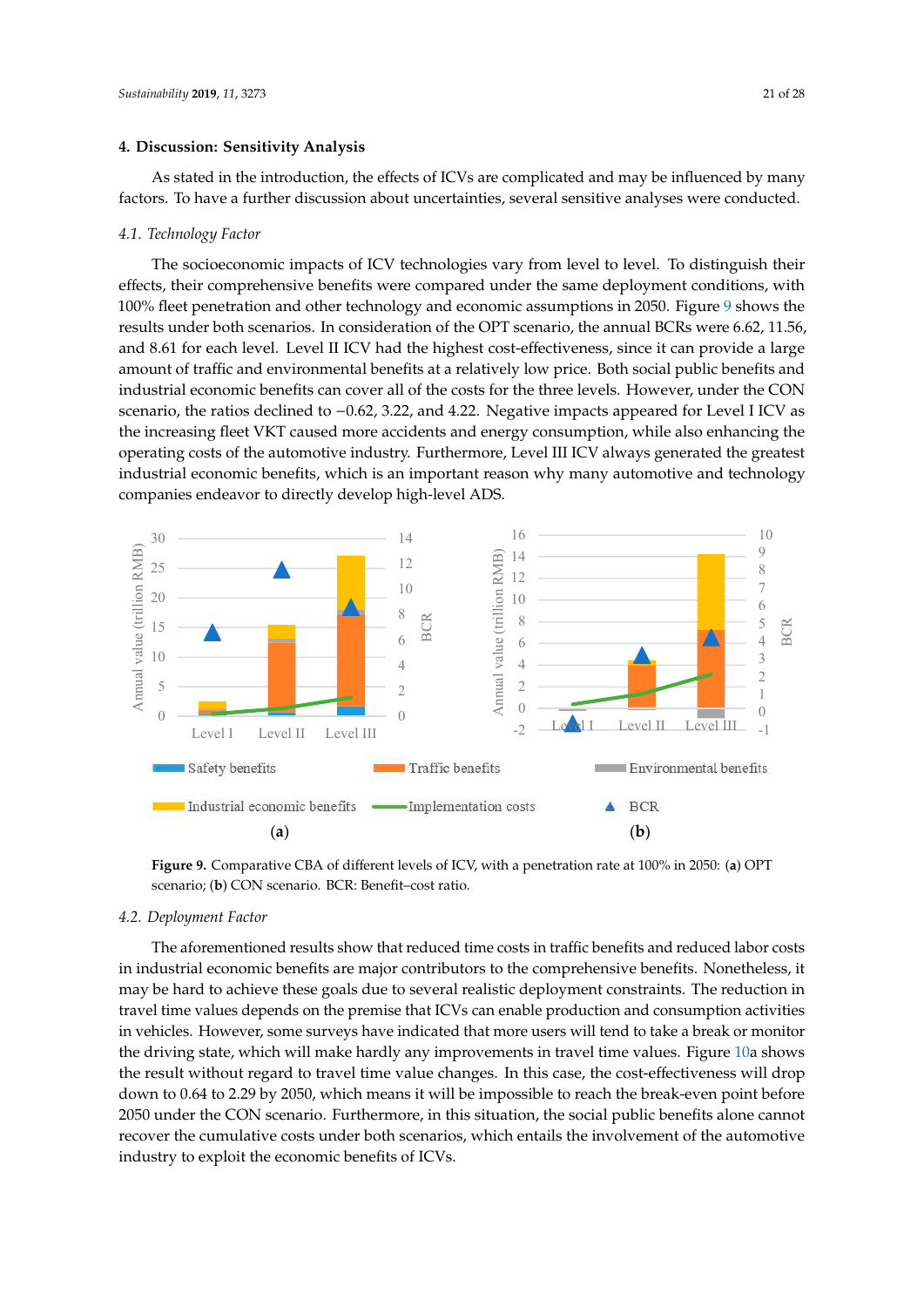## 4. Discussion: Sensitivity Analysis

As stated in the introduction, the effects of ICVs are complicated and may be influenced by many factors. To have a further discussion about uncertainties, several sensitive analyses were conducted.

### 4.1. Technology Factor

The socioeconomic impacts of ICV technologies vary from level to level. To distinguish their effects, their comprehensive benefits were compared under the same deployment conditions, with 100% fleet penetration and other technology and economic assumptions in 2050. Figure 9 shows the results under both scenarios. In consideration of the OPT scenario, the annual BCRs were 6.62, 11.56, and 8.61 for each level. Level II ICV had the highest cost-effectiveness, since it can provide a large amount of traffic and environmental benefits at a relatively low price. Both social public benefits and industrial economic benefits can cover all of the costs for the three levels. However, under the CON scenario, the ratios declined to −0.62, 3.22, and 4.22. Negative impacts appeared for Level I ICV as the increasing fleet VKT caused more accidents and energy consumption, while also enhancing the operating costs of the automotive industry. Furthermore, Level III ICV always generated the greatest industrial economic benefits, which is an important reason why many automotive and technology companies endeavor to directly develop high-level ADS.

**Figure 9.** Comparative CBA of different levels of ICV, with a penetration rate at 100% in 2050: (**a**) OPT scenario; (**b**) CON scenario. BCR: Benefit–cost ratio.

### 4.2. Deployment Factor

The aforementioned results show that reduced time costs in traffic benefits and reduced labor costs in industrial economic benefits are major contributors to the comprehensive benefits. Nonetheless, it may be hard to achieve these goals due to several realistic deployment constraints. The reduction in travel time values depends on the premise that ICVs can enable production and consumption activities in vehicles. However, some surveys have indicated that more users will tend to take a break or monitor the driving state, which will make hardly any improvements in travel time values. Figure 10a shows the result without regard to travel time value changes. In this case, the cost-effectiveness will drop down to 0.64 to 2.29 by 2050, which means it will be impossible to reach the break-even point before 2050 under the CON scenario. Furthermore, in this situation, the social public benefits alone cannot recover the cumulative costs under both scenarios, which entails the involvement of the automotive industry to exploit the economic benefits of ICVs.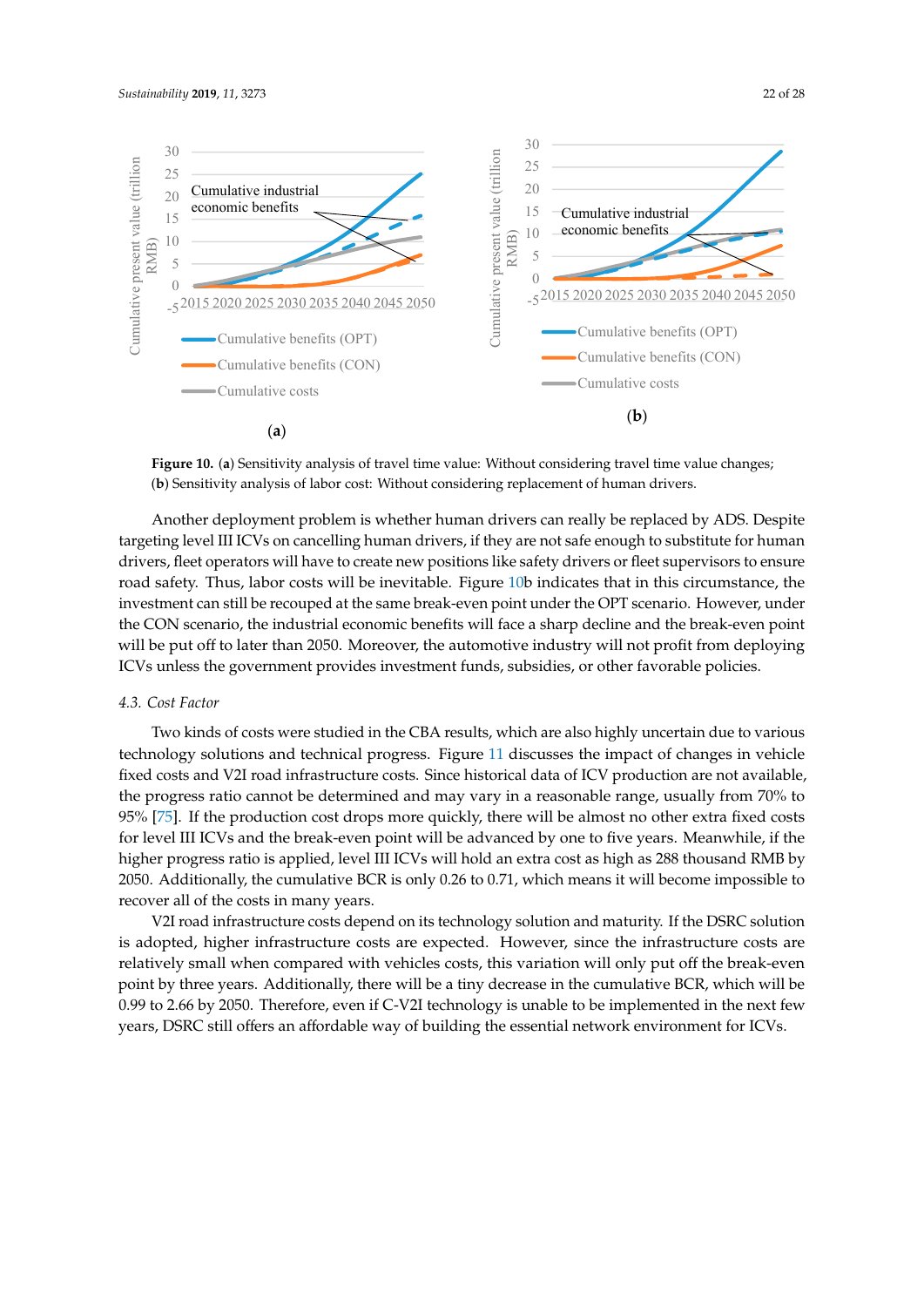**Figure 10.** (**a**) Sensitivity analysis of travel time value: Without considering travel time value changes; (**b**) Sensitivity analysis of labor cost: Without considering replacement of human drivers.

Another deployment problem is whether human drivers can really be replaced by ADS. Despite targeting level III ICVs on cancelling human drivers, if they are not safe enough to substitute for human drivers, fleet operators will have to create new positions like safety drivers or fleet supervisors to ensure road safety. Thus, labor costs will be inevitable. Figure 10b indicates that in this circumstance, the investment can still be recouped at the same break-even point under the OPT scenario. However, under the CON scenario, the industrial economic benefits will face a sharp decline and the break-even point will be put off to later than 2050. Moreover, the automotive industry will not profit from deploying ICVs unless the government provides investment funds, subsidies, or other favorable policies.

### *4.3. Cost Factor*

Two kinds of costs were studied in the CBA results, which are also highly uncertain due to various technology solutions and technical progress. Figure 11 discusses the impact of changes in vehicle fixed costs and V2I road infrastructure costs. Since historical data of ICV production are not available, the progress ratio cannot be determined and may vary in a reasonable range, usually from 70% to 95% [75]. If the production cost drops more quickly, there will be almost no other extra fixed costs for level III ICVs and the break-even point will be advanced by one to five years. Meanwhile, if the higher progress ratio is applied, level III ICVs will hold an extra cost as high as 288 thousand RMB by 2050. Additionally, the cumulative BCR is only 0.26 to 0.71, which means it will become impossible to recover all of the costs in many years.

V2I road infrastructure costs depend on its technology solution and maturity. If the DSRC solution is adopted, higher infrastructure costs are expected. However, since the infrastructure costs are relatively small when compared with vehicles costs, this variation will only put off the break-even point by three years. Additionally, there will be a tiny decrease in the cumulative BCR, which will be 0.99 to 2.66 by 2050. Therefore, even if C-V2I technology is unable to be implemented in the next few years, DSRC still offers an affordable way of building the essential network environment for ICVs.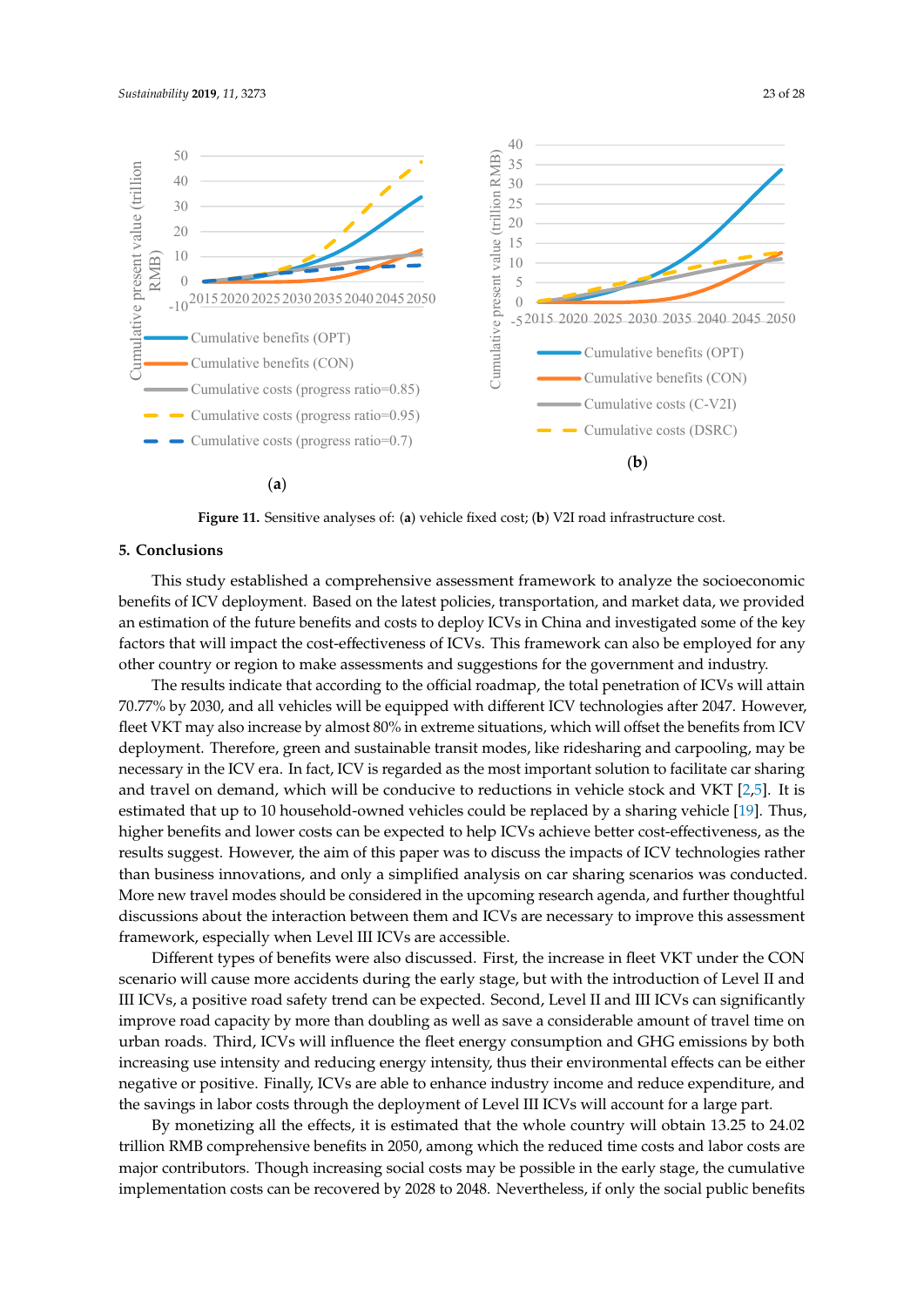Figure 11. Sensitive analyses of: (a) vehicle fixed cost; (b) V2I road infrastructure cost.

## 5. Conclusions

This study established a comprehensive assessment framework to analyze the socioeconomic benefits of ICV deployment. Based on the latest policies, transportation, and market data, we provided an estimation of the future benefits and costs to deploy ICVs in China and investigated some of the key factors that will impact the cost-effectiveness of ICVs. This framework can also be employed for any other country or region to make assessments and suggestions for the government and industry.

The results indicate that according to the official roadmap, the total penetration of ICVs will attain 70.77% by 2030, and all vehicles will be equipped with different ICV technologies after 2047. However, fleet VKT may also increase by almost 80% in extreme situations, which will offset the benefits from ICV deployment. Therefore, green and sustainable transit modes, like ridesharing and carpooling, may be necessary in the ICV era. In fact, ICV is regarded as the most important solution to facilitate car sharing and travel on demand, which will be conducive to reductions in vehicle stock and VKT [2,5]. It is estimated that up to 10 household-owned vehicles could be replaced by a sharing vehicle [19]. Thus, higher benefits and lower costs can be expected to help ICVs achieve better cost-effectiveness, as the results suggest. However, the aim of this paper was to discuss the impacts of ICV technologies rather than business innovations, and only a simplified analysis on car sharing scenarios was conducted. More new travel modes should be considered in the upcoming research agenda, and further thoughtful discussions about the interaction between them and ICVs are necessary to improve this assessment framework, especially when Level III ICVs are accessible.

Different types of benefits were also discussed. First, the increase in fleet VKT under the CON scenario will cause more accidents during the early stage, but with the introduction of Level II and III ICVs, a positive road safety trend can be expected. Second, Level II and III ICVs can significantly improve road capacity by more than doubling as well as save a considerable amount of travel time on urban roads. Third, ICVs will influence the fleet energy consumption and GHG emissions by both increasing use intensity and reducing energy intensity, thus their environmental effects can be either negative or positive. Finally, ICVs are able to enhance industry income and reduce expenditure, and the savings in labor costs through the deployment of Level III ICVs will account for a large part.

By monetizing all the effects, it is estimated that the whole country will obtain 13.25 to 24.02 trillion RMB comprehensive benefits in 2050, among which the reduced time costs and labor costs are major contributors. Though increasing social costs may be possible in the early stage, the cumulative implementation costs can be recovered by 2028 to 2048. Nevertheless, if only the social public benefits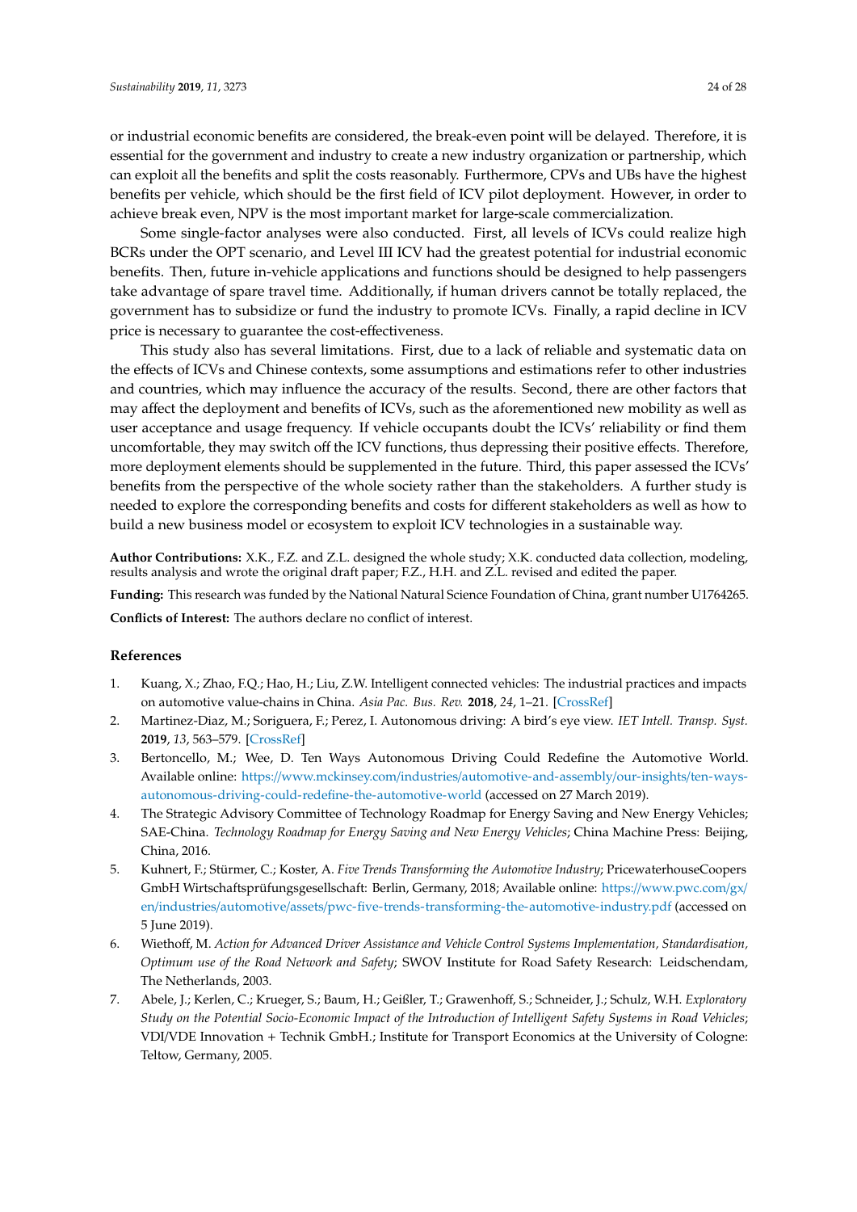or industrial economic benefits are considered, the break-even point will be delayed. Therefore, it is essential for the government and industry to create a new industry organization or partnership, which can exploit all the benefits and split the costs reasonably. Furthermore, CPVs and UBs have the highest benefits per vehicle, which should be the first field of ICV pilot deployment. However, in order to achieve break even, NPV is the most important market for large-scale commercialization.

Some single-factor analyses were also conducted. First, all levels of ICVs could realize high BCRs under the OPT scenario, and Level III ICV had the greatest potential for industrial economic benefits. Then, future in-vehicle applications and functions should be designed to help passengers take advantage of spare travel time. Additionally, if human drivers cannot be totally replaced, the government has to subsidize or fund the industry to promote ICVs. Finally, a rapid decline in ICV price is necessary to guarantee the cost-effectiveness.

This study also has several limitations. First, due to a lack of reliable and systematic data on the effects of ICVs and Chinese contexts, some assumptions and estimations refer to other industries and countries, which may influence the accuracy of the results. Second, there are other factors that may affect the deployment and benefits of ICVs, such as the aforementioned new mobility as well as user acceptance and usage frequency. If vehicle occupants doubt the ICVs' reliability or find them uncomfortable, they may switch off the ICV functions, thus depressing their positive effects. Therefore, more deployment elements should be supplemented in the future. Third, this paper assessed the ICVs' benefits from the perspective of the whole society rather than the stakeholders. A further study is needed to explore the corresponding benefits and costs for different stakeholders as well as how to build a new business model or ecosystem to exploit ICV technologies in a sustainable way.

**Author Contributions:** X.K., F.Z. and Z.L. designed the whole study; X.K. conducted data collection, modeling, results analysis and wrote the original draft paper; F.Z., H.H. and Z.L. revised and edited the paper.

**Funding:** This research was funded by the National Natural Science Foundation of China, grant number U1764265.

**Conflicts of Interest:** The authors declare no conflict of interest.

## References

1. Kuang, X.; Zhao, F.Q.; Hao, H.; Liu, Z.W. Intelligent connected vehicles: The industrial practices and impacts on automotive value-chains in China. *Asia Pac. Bus. Rev.* **2018**, *24*, 1–21. [CrossRef]
2. Martinez-Diaz, M.; Soriguera, F.; Perez, I. Autonomous driving: A bird's eye view. *IET Intell. Transp. Syst.* **2019**, *13*, 563–579. [CrossRef]
3. Bertoncello, M.; Wee, D. Ten Ways Autonomous Driving Could Redefine the Automotive World. Available online: https://www.mckinsey.com/industries/automotive-and-assembly/our-insights/ten-ways-autonomous-driving-could-redefine-the-automotive-world (accessed on 27 March 2019).
4. The Strategic Advisory Committee of Technology Roadmap for Energy Saving and New Energy Vehicles; SAE-China. *Technology Roadmap for Energy Saving and New Energy Vehicles*; China Machine Press: Beijing, China, 2016.
5. Kuhnert, F.; Stürmer, C.; Koster, A. *Five Trends Transforming the Automotive Industry*; PricewaterhouseCoopers GmbH Wirtschaftsprüfungsgesellschaft: Berlin, Germany, 2018; Available online: https://www.pwc.com/gx/en/industries/automotive/assets/pwc-five-trends-transforming-the-automotive-industry.pdf (accessed on 5 June 2019).
6. Wiethoff, M. *Action for Advanced Driver Assistance and Vehicle Control Systems Implementation, Standardisation, Optimum use of the Road Network and Safety*; SWOV Institute for Road Safety Research: Leidschendam, The Netherlands, 2003.
7. Abele, J.; Kerlen, C.; Krueger, S.; Baum, H.; Geißler, T.; Grawenhoff, S.; Schneider, J.; Schulz, W.H. *Exploratory Study on the Potential Socio-Economic Impact of the Introduction of Intelligent Safety Systems in Road Vehicles*; VDI/VDE Innovation + Technik GmbH.; Institute for Transport Economics at the University of Cologne: Teltow, Germany, 2005.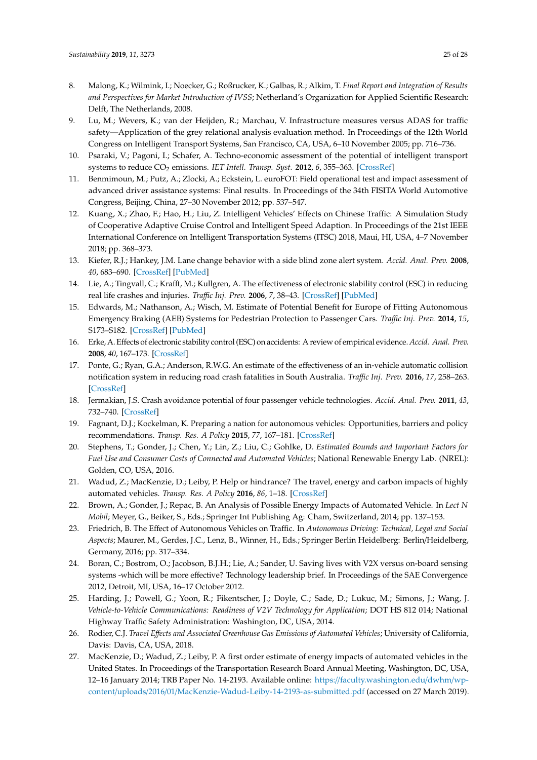8. Malong, K.; Wilmink, I.; Noecker, G.; Roßrucker, K.; Galbas, R.; Alkim, T. *Final Report and Integration of Results and Perspectives for Market Introduction of IVSS*; Netherland's Organization for Applied Scientific Research: Delft, The Netherlands, 2008.
9. Lu, M.; Wevers, K.; van der Heijden, R.; Marchau, V. Infrastructure measures versus ADAS for traffic safety—Application of the grey relational analysis evaluation method. In Proceedings of the 12th World Congress on Intelligent Transport Systems, San Francisco, CA, USA, 6–10 November 2005; pp. 716–736.
10. Psaraki, V.; Pagoni, I.; Schafer, A. Techno-economic assessment of the potential of intelligent transport systems to reduce $CO_2$ emissions. *IET Intell. Transp. Syst.* **2012**, *6*, 355–363. [CrossRef]
11. Benmimoun, M.; Putz, A.; Zlocki, A.; Eckstein, L. euroFOT: Field operational test and impact assessment of advanced driver assistance systems: Final results. In Proceedings of the 34th FISITA World Automotive Congress, Beijing, China, 27–30 November 2012; pp. 537–547.
12. Kuang, X.; Zhao, F.; Hao, H.; Liu, Z. Intelligent Vehicles' Effects on Chinese Traffic: A Simulation Study of Cooperative Adaptive Cruise Control and Intelligent Speed Adaption. In Proceedings of the 21st IEEE International Conference on Intelligent Transportation Systems (ITSC) 2018, Maui, HI, USA, 4–7 November 2018; pp. 368–373.
13. Kiefer, R.J.; Hankey, J.M. Lane change behavior with a side blind zone alert system. *Accid. Anal. Prev.* **2008**, *40*, 683–690. [CrossRef] [PubMed]
14. Lie, A.; Tingvall, C.; Krafft, M.; Kullgren, A. The effectiveness of electronic stability control (ESC) in reducing real life crashes and injuries. *Traffic Inj. Prev.* **2006**, *7*, 38–43. [CrossRef] [PubMed]
15. Edwards, M.; Nathanson, A.; Wisch, M. Estimate of Potential Benefit for Europe of Fitting Autonomous Emergency Braking (AEB) Systems for Pedestrian Protection to Passenger Cars. *Traffic Inj. Prev.* **2014**, *15*, S173–S182. [CrossRef] [PubMed]
16. Erke, A. Effects of electronic stability control (ESC) on accidents: A review of empirical evidence. *Accid. Anal. Prev.* **2008**, *40*, 167–173. [CrossRef]
17. Ponte, G.; Ryan, G.A.; Anderson, R.W.G. An estimate of the effectiveness of an in-vehicle automatic collision notification system in reducing road crash fatalities in South Australia. *Traffic Inj. Prev.* **2016**, *17*, 258–263. [CrossRef]
18. Jermakian, J.S. Crash avoidance potential of four passenger vehicle technologies. *Accid. Anal. Prev.* **2011**, *43*, 732–740. [CrossRef]
19. Fagnant, D.J.; Kockelman, K. Preparing a nation for autonomous vehicles: Opportunities, barriers and policy recommendations. *Transp. Res. A Policy* **2015**, *77*, 167–181. [CrossRef]
20. Stephens, T.; Gonder, J.; Chen, Y.; Lin, Z.; Liu, C.; Gohlke, D. *Estimated Bounds and Important Factors for Fuel Use and Consumer Costs of Connected and Automated Vehicles*; National Renewable Energy Lab. (NREL): Golden, CO, USA, 2016.
21. Wadud, Z.; MacKenzie, D.; Leiby, P. Help or hindrance? The travel, energy and carbon impacts of highly automated vehicles. *Transp. Res. A Policy* **2016**, *86*, 1–18. [CrossRef]
22. Brown, A.; Gonder, J.; Repac, B. An Analysis of Possible Energy Impacts of Automated Vehicle. In *Lect N Mobil*; Meyer, G., Beiker, S., Eds.; Springer Int Publishing Ag: Cham, Switzerland, 2014; pp. 137–153.
23. Friedrich, B. The Effect of Autonomous Vehicles on Traffic. In *Autonomous Driving: Technical, Legal and Social Aspects*; Maurer, M., Gerdes, J.C., Lenz, B., Winner, H., Eds.; Springer Berlin Heidelberg: Berlin/Heidelberg, Germany, 2016; pp. 317–334.
24. Boran, C.; Bostrom, O.; Jacobson, B.J.H.; Lie, A.; Sander, U. Saving lives with V2X versus on-board sensing systems -which will be more effective? Technology leadership brief. In Proceedings of the SAE Convergence 2012, Detroit, MI, USA, 16–17 October 2012.
25. Harding, J.; Powell, G.; Yoon, R.; Fikentscher, J.; Doyle, C.; Sade, D.; Lukuc, M.; Simons, J.; Wang, J. *Vehicle-to-Vehicle Communications: Readiness of V2V Technology for Application*; DOT HS 812 014; National Highway Traffic Safety Administration: Washington, DC, USA, 2014.
26. Rodier, C.J. *Travel Effects and Associated Greenhouse Gas Emissions of Automated Vehicles*; University of California, Davis: Davis, CA, USA, 2018.
27. MacKenzie, D.; Wadud, Z.; Leiby, P. A first order estimate of energy impacts of automated vehicles in the United States. In Proceedings of the Transportation Research Board Annual Meeting, Washington, DC, USA, 12–16 January 2014; TRB Paper No. 14-2193. Available online: https://faculty.washington.edu/dwhm/wp-content/uploads/2016/01/MacKenzie-Wadud-Leiby-14-2193-as-submitted.pdf (accessed on 27 March 2019).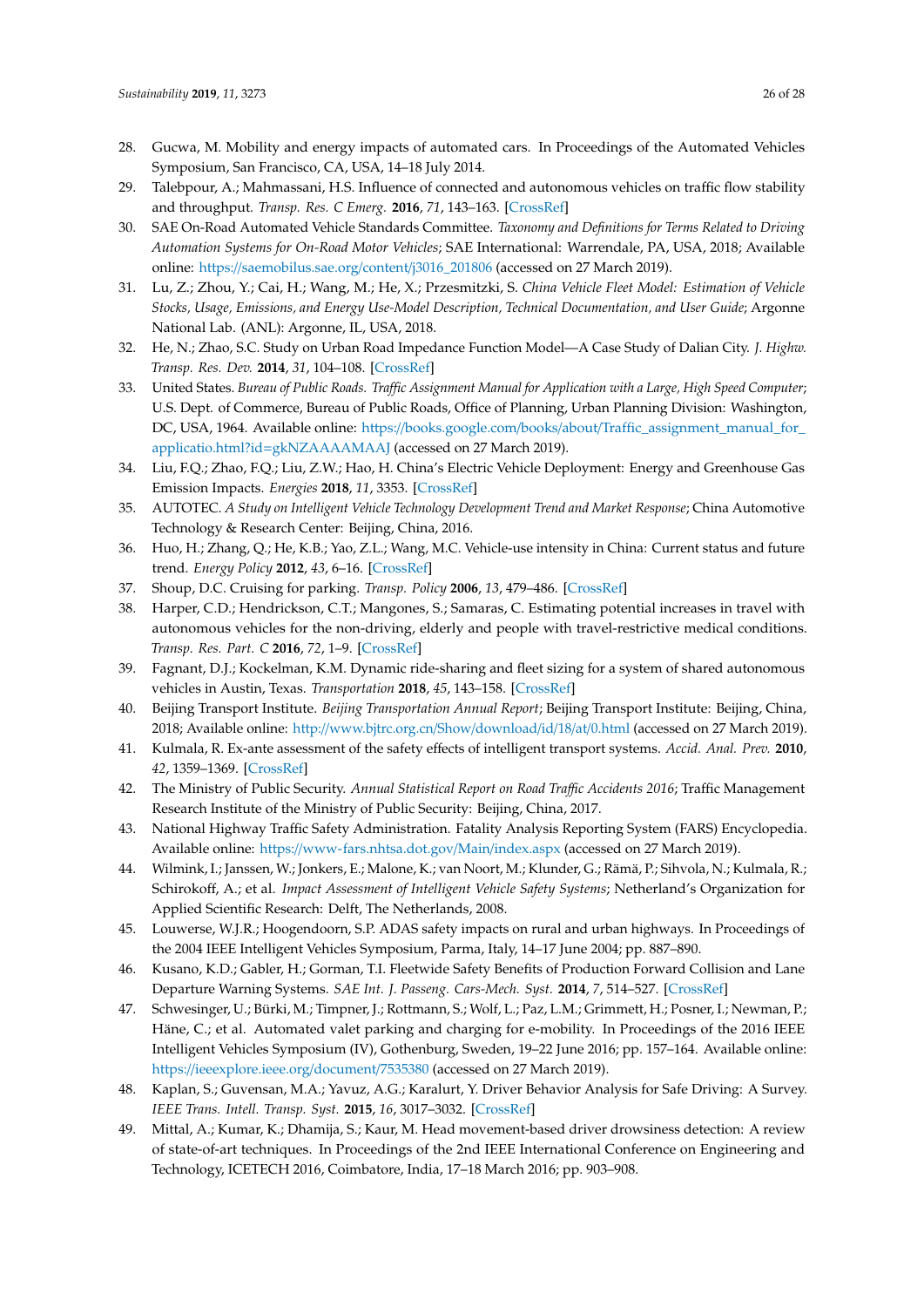28. Gucwa, M. Mobility and energy impacts of automated cars. In Proceedings of the Automated Vehicles Symposium, San Francisco, CA, USA, 14–18 July 2014.
29. Talebpour, A.; Mahmassani, H.S. Influence of connected and autonomous vehicles on traffic flow stability and throughput. *Transp. Res. C Emerg.* **2016**, *71*, 143–163. [CrossRef]
30. SAE On-Road Automated Vehicle Standards Committee. *Taxonomy and Definitions for Terms Related to Driving Automation Systems for On-Road Motor Vehicles*; SAE International: Warrendale, PA, USA, 2018; Available online: https://saemobilus.sae.org/content/j3016_201806 (accessed on 27 March 2019).
31. Lu, Z.; Zhou, Y.; Cai, H.; Wang, M.; He, X.; Przesmitzki, S. *China Vehicle Fleet Model: Estimation of Vehicle Stocks, Usage, Emissions, and Energy Use-Model Description, Technical Documentation, and User Guide*; Argonne National Lab. (ANL): Argonne, IL, USA, 2018.
32. He, N.; Zhao, S.C. Study on Urban Road Impedance Function Model—A Case Study of Dalian City. *J. Highw. Transp. Res. Dev.* **2014**, *31*, 104–108. [CrossRef]
33. United States. *Bureau of Public Roads. Traffic Assignment Manual for Application with a Large, High Speed Computer*; U.S. Dept. of Commerce, Bureau of Public Roads, Office of Planning, Urban Planning Division: Washington, DC, USA, 1964. Available online: https://books.google.com/books/about/Traffic_assignment_manual_for_applicatio.html?id=gkNZAAAAMAAJ (accessed on 27 March 2019).
34. Liu, F.Q.; Zhao, F.Q.; Liu, Z.W.; Hao, H. China's Electric Vehicle Deployment: Energy and Greenhouse Gas Emission Impacts. *Energies* **2018**, *11*, 3353. [CrossRef]
35. AUTOTEC. *A Study on Intelligent Vehicle Technology Development Trend and Market Response*; China Automotive Technology & Research Center: Beijing, China, 2016.
36. Huo, H.; Zhang, Q.; He, K.B.; Yao, Z.L.; Wang, M.C. Vehicle-use intensity in China: Current status and future trend. *Energy Policy* **2012**, *43*, 6–16. [CrossRef]
37. Shoup, D.C. Cruising for parking. *Transp. Policy* **2006**, *13*, 479–486. [CrossRef]
38. Harper, C.D.; Hendrickson, C.T.; Mangones, S.; Samaras, C. Estimating potential increases in travel with autonomous vehicles for the non-driving, elderly and people with travel-restrictive medical conditions. *Transp. Res. Part. C* **2016**, *72*, 1–9. [CrossRef]
39. Fagnant, D.J.; Kockelman, K.M. Dynamic ride-sharing and fleet sizing for a system of shared autonomous vehicles in Austin, Texas. *Transportation* **2018**, *45*, 143–158. [CrossRef]
40. Beijing Transport Institute. *Beijing Transportation Annual Report*; Beijing Transport Institute: Beijing, China, 2018; Available online: http://www.bjtrc.org.cn/Show/download/id/18/at/0.html (accessed on 27 March 2019).
41. Kulmala, R. Ex-ante assessment of the safety effects of intelligent transport systems. *Accid. Anal. Prev.* **2010**, *42*, 1359–1369. [CrossRef]
42. The Ministry of Public Security. *Annual Statistical Report on Road Traffic Accidents 2016*; Traffic Management Research Institute of the Ministry of Public Security: Beijing, China, 2017.
43. National Highway Traffic Safety Administration. Fatality Analysis Reporting System (FARS) Encyclopedia. Available online: https://www-fars.nhtsa.dot.gov/Main/index.aspx (accessed on 27 March 2019).
44. Wilmink, I.; Janssen, W.; Jonkers, E.; Malone, K.; van Noort, M.; Klunder, G.; Rämä, P.; Sihvola, N.; Kulmala, R.; Schirokoff, A.; et al. *Impact Assessment of Intelligent Vehicle Safety Systems*; Netherland's Organization for Applied Scientific Research: Delft, The Netherlands, 2008.
45. Louwerse, W.J.R.; Hoogendoorn, S.P. ADAS safety impacts on rural and urban highways. In Proceedings of the 2004 IEEE Intelligent Vehicles Symposium, Parma, Italy, 14–17 June 2004; pp. 887–890.
46. Kusano, K.D.; Gabler, H.; Gorman, T.I. Fleetwide Safety Benefits of Production Forward Collision and Lane Departure Warning Systems. *SAE Int. J. Passeng. Cars-Mech. Syst.* **2014**, *7*, 514–527. [CrossRef]
47. Schwesinger, U.; Bürki, M.; Timpner, J.; Rottmann, S.; Wolf, L.; Paz, L.M.; Grimmett, H.; Posner, I.; Newman, P.; Häne, C.; et al. Automated valet parking and charging for e-mobility. In Proceedings of the 2016 IEEE Intelligent Vehicles Symposium (IV), Gothenburg, Sweden, 19–22 June 2016; pp. 157–164. Available online: https://ieeexplore.ieee.org/document/7535380 (accessed on 27 March 2019).
48. Kaplan, S.; Guvensan, M.A.; Yavuz, A.G.; Karalurt, Y. Driver Behavior Analysis for Safe Driving: A Survey. *IEEE Trans. Intell. Transp. Syst.* **2015**, *16*, 3017–3032. [CrossRef]
49. Mittal, A.; Kumar, K.; Dhamija, S.; Kaur, M. Head movement-based driver drowsiness detection: A review of state-of-art techniques. In Proceedings of the 2nd IEEE International Conference on Engineering and Technology, ICETECH 2016, Coimbatore, India, 17–18 March 2016; pp. 903–908.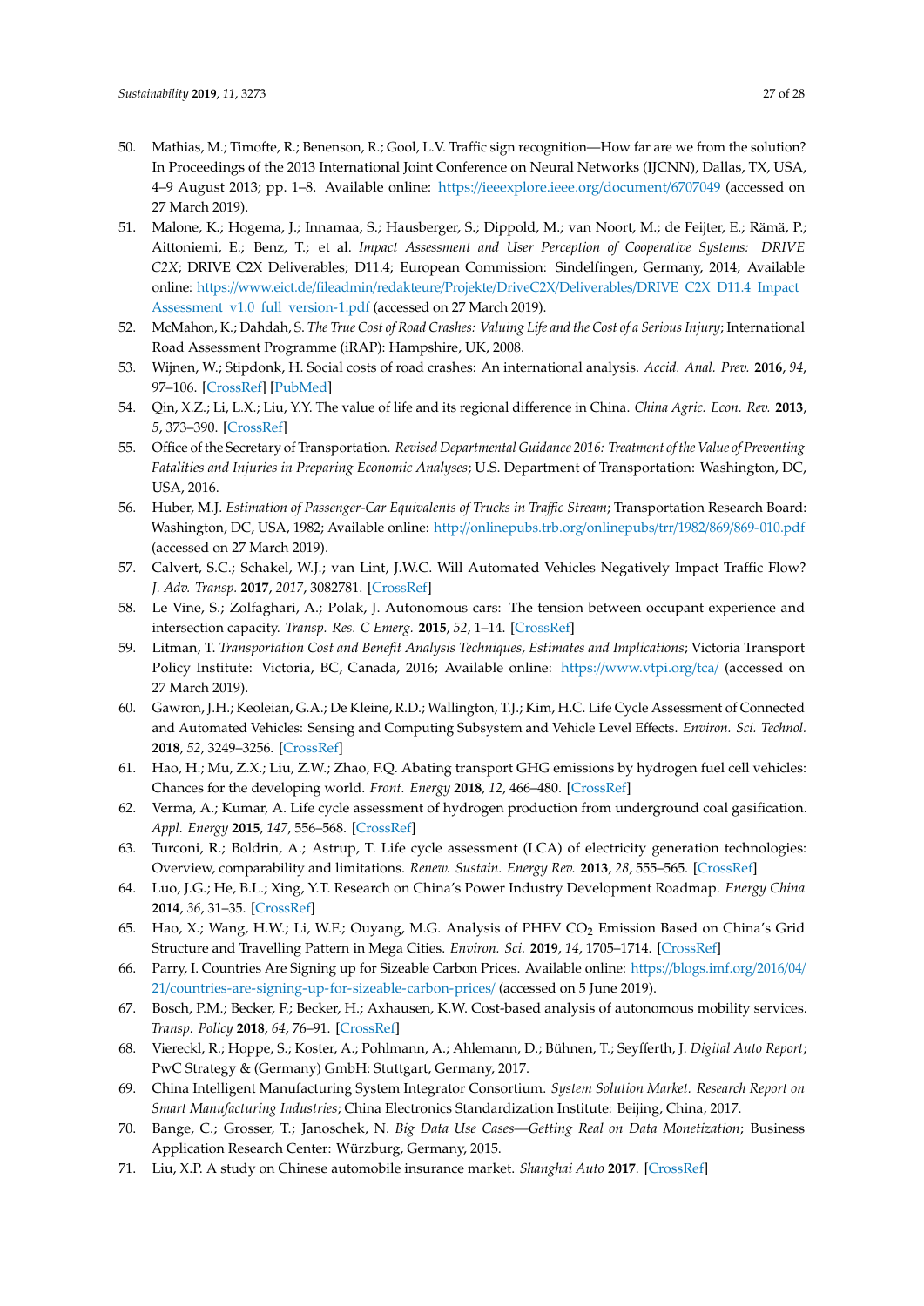50. Mathias, M.; Timofte, R.; Benenson, R.; Gool, L.V. Traffic sign recognition—How far are we from the solution? In Proceedings of the 2013 International Joint Conference on Neural Networks (IJCNN), Dallas, TX, USA, 4–9 August 2013; pp. 1–8. Available online: https://ieeexplore.ieee.org/document/6707049 (accessed on 27 March 2019).
51. Malone, K.; Hogema, J.; Innamaa, S.; Hausberger, S.; Dippold, M.; van Noort, M.; de Feijter, E.; Rämä, P.; Aittoniemi, E.; Benz, T.; et al. *Impact Assessment and User Perception of Cooperative Systems: DRIVE C2X*; DRIVE C2X Deliverables; D11.4; European Commission: Sindelfingen, Germany, 2014; Available online: https://www.eict.de/fileadmin/redakteure/Projekte/DriveC2X/Deliverables/DRIVE_C2X_D11.4_Impact_Assessment_v1.0_full_version-1.pdf (accessed on 27 March 2019).
52. McMahon, K.; Dahdah, S. *The True Cost of Road Crashes: Valuing Life and the Cost of a Serious Injury*; International Road Assessment Programme (iRAP): Hampshire, UK, 2008.
53. Wijnen, W.; Stipdonk, H. Social costs of road crashes: An international analysis. *Accid. Anal. Prev.* **2016**, *94*, 97–106. [CrossRef] [PubMed]
54. Qin, X.Z.; Li, L.X.; Liu, Y.Y. The value of life and its regional difference in China. *China Agric. Econ. Rev.* **2013**, *5*, 373–390. [CrossRef]
55. Office of the Secretary of Transportation. *Revised Departmental Guidance 2016: Treatment of the Value of Preventing Fatalities and Injuries in Preparing Economic Analyses*; U.S. Department of Transportation: Washington, DC, USA, 2016.
56. Huber, M.J. *Estimation of Passenger-Car Equivalents of Trucks in Traffic Stream*; Transportation Research Board: Washington, DC, USA, 1982; Available online: http://onlinepubs.trb.org/onlinepubs/trr/1982/869/869-010.pdf (accessed on 27 March 2019).
57. Calvert, S.C.; Schakel, W.J.; van Lint, J.W.C. Will Automated Vehicles Negatively Impact Traffic Flow? *J. Adv. Transp.* **2017**, *2017*, 3082781. [CrossRef]
58. Le Vine, S.; Zolfaghari, A.; Polak, J. Autonomous cars: The tension between occupant experience and intersection capacity. *Transp. Res. C Emerg.* **2015**, *52*, 1–14. [CrossRef]
59. Litman, T. *Transportation Cost and Benefit Analysis Techniques, Estimates and Implications*; Victoria Transport Policy Institute: Victoria, BC, Canada, 2016; Available online: https://www.vtpi.org/tca/ (accessed on 27 March 2019).
60. Gawron, J.H.; Keoleian, G.A.; De Kleine, R.D.; Wallington, T.J.; Kim, H.C. Life Cycle Assessment of Connected and Automated Vehicles: Sensing and Computing Subsystem and Vehicle Level Effects. *Environ. Sci. Technol.* **2018**, *52*, 3249–3256. [CrossRef]
61. Hao, H.; Mu, Z.X.; Liu, Z.W.; Zhao, F.Q. Abating transport GHG emissions by hydrogen fuel cell vehicles: Chances for the developing world. *Front. Energy* **2018**, *12*, 466–480. [CrossRef]
62. Verma, A.; Kumar, A. Life cycle assessment of hydrogen production from underground coal gasification. *Appl. Energy* **2015**, *147*, 556–568. [CrossRef]
63. Turconi, R.; Boldrin, A.; Astrup, T. Life cycle assessment (LCA) of electricity generation technologies: Overview, comparability and limitations. *Renew. Sustain. Energy Rev.* **2013**, *28*, 555–565. [CrossRef]
64. Luo, J.G.; He, B.L.; Xing, Y.T. Research on China's Power Industry Development Roadmap. *Energy China* **2014**, *36*, 31–35. [CrossRef]
65. Hao, X.; Wang, H.W.; Li, W.F.; Ouyang, M.G. Analysis of PHEV $CO_2$ Emission Based on China's Grid Structure and Travelling Pattern in Mega Cities. *Environ. Sci.* **2019**, *14*, 1705–1714. [CrossRef]
66. Parry, I. Countries Are Signing up for Sizeable Carbon Prices. Available online: https://blogs.imf.org/2016/04/21/countries-are-signing-up-for-sizeable-carbon-prices/ (accessed on 5 June 2019).
67. Bosch, P.M.; Becker, F.; Becker, H.; Axhausen, K.W. Cost-based analysis of autonomous mobility services. *Transp. Policy* **2018**, *64*, 76–91. [CrossRef]
68. Viereckl, R.; Hoppe, S.; Koster, A.; Pohlmann, A.; Ahlemann, D.; Bühnen, T.; Seyfferth, J. *Digital Auto Report*; PwC Strategy & (Germany) GmbH: Stuttgart, Germany, 2017.
69. China Intelligent Manufacturing System Integrator Consortium. *System Solution Market. Research Report on Smart Manufacturing Industries*; China Electronics Standardization Institute: Beijing, China, 2017.
70. Bange, C.; Grosser, T.; Janoschek, N. *Big Data Use Cases—Getting Real on Data Monetization*; Business Application Research Center: Würzburg, Germany, 2015.
71. Liu, X.P. A study on Chinese automobile insurance market. *Shanghai Auto* **2017**. [CrossRef]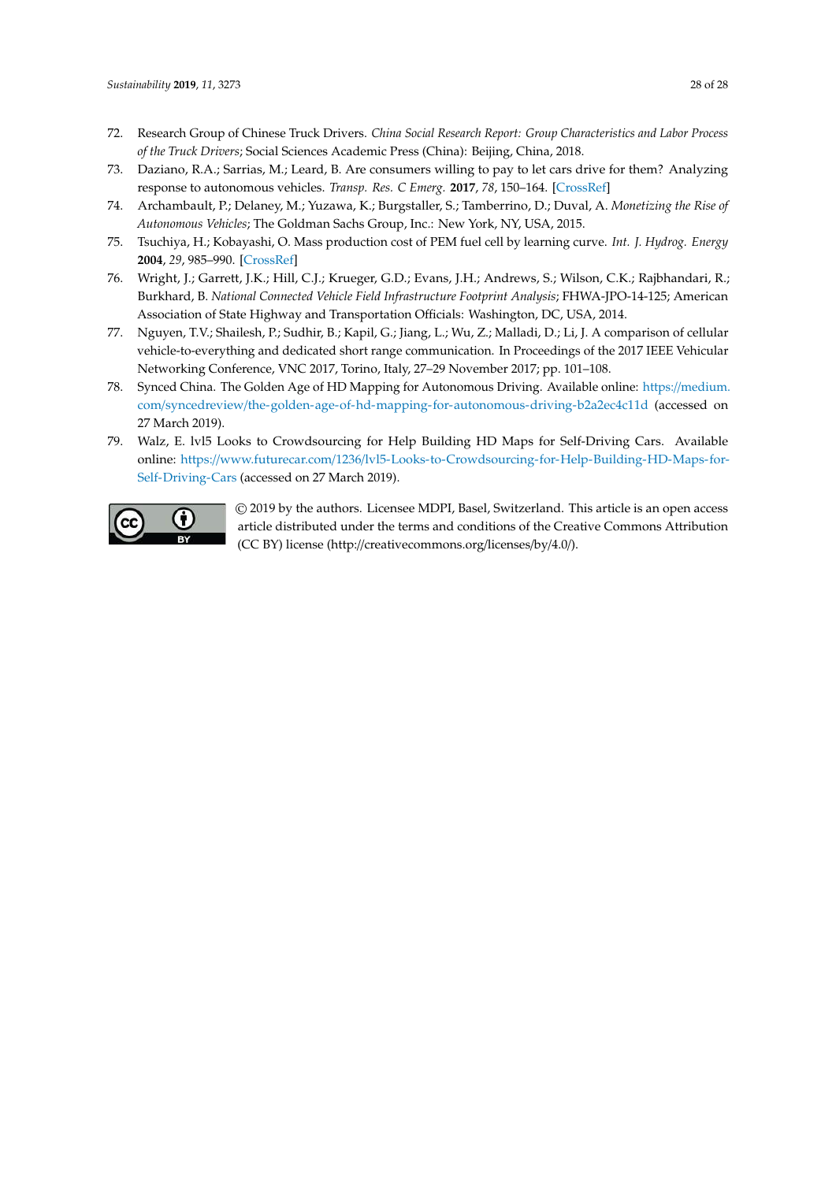72. Research Group of Chinese Truck Drivers. *China Social Research Report: Group Characteristics and Labor Process of the Truck Drivers*; Social Sciences Academic Press (China): Beijing, China, 2018.
73. Daziano, R.A.; Sarrias, M.; Leard, B. Are consumers willing to pay to let cars drive for them? Analyzing response to autonomous vehicles. *Transp. Res. C Emerg.* **2017**, *78*, 150–164. [CrossRef]
74. Archambault, P.; Delaney, M.; Yuzawa, K.; Burgstaller, S.; Tamberrino, D.; Duval, A. *Monetizing the Rise of Autonomous Vehicles*; The Goldman Sachs Group, Inc.: New York, NY, USA, 2015.
75. Tsuchiya, H.; Kobayashi, O. Mass production cost of PEM fuel cell by learning curve. *Int. J. Hydrog. Energy* **2004**, *29*, 985–990. [CrossRef]
76. Wright, J.; Garrett, J.K.; Hill, C.J.; Krueger, G.D.; Evans, J.H.; Andrews, S.; Wilson, C.K.; Rajbhandari, R.; Burkhard, B. *National Connected Vehicle Field Infrastructure Footprint Analysis*; FHWA-JPO-14-125; American Association of State Highway and Transportation Officials: Washington, DC, USA, 2014.
77. Nguyen, T.V.; Shailesh, P.; Sudhir, B.; Kapil, G.; Jiang, L.; Wu, Z.; Malladi, D.; Li, J. A comparison of cellular vehicle-to-everything and dedicated short range communication. In Proceedings of the 2017 IEEE Vehicular Networking Conference, VNC 2017, Torino, Italy, 27–29 November 2017; pp. 101–108.
78. Synced China. The Golden Age of HD Mapping for Autonomous Driving. Available online: https://medium.com/syncedreview/the-golden-age-of-hd-mapping-for-autonomous-driving-b2a2ec4c11d (accessed on 27 March 2019).
79. Walz, E. lvl5 Looks to Crowdsourcing for Help Building HD Maps for Self-Driving Cars. Available online: https://www.futurecar.com/1236/lvl5-Looks-to-Crowdsourcing-for-Help-Building-HD-Maps-for-Self-Driving-Cars (accessed on 27 March 2019).

© 2019 by the authors. Licensee MDPI, Basel, Switzerland. This article is an open access article distributed under the terms and conditions of the Creative Commons Attribution (CC BY) license (http://creativecommons.org/licenses/by/4.0/).